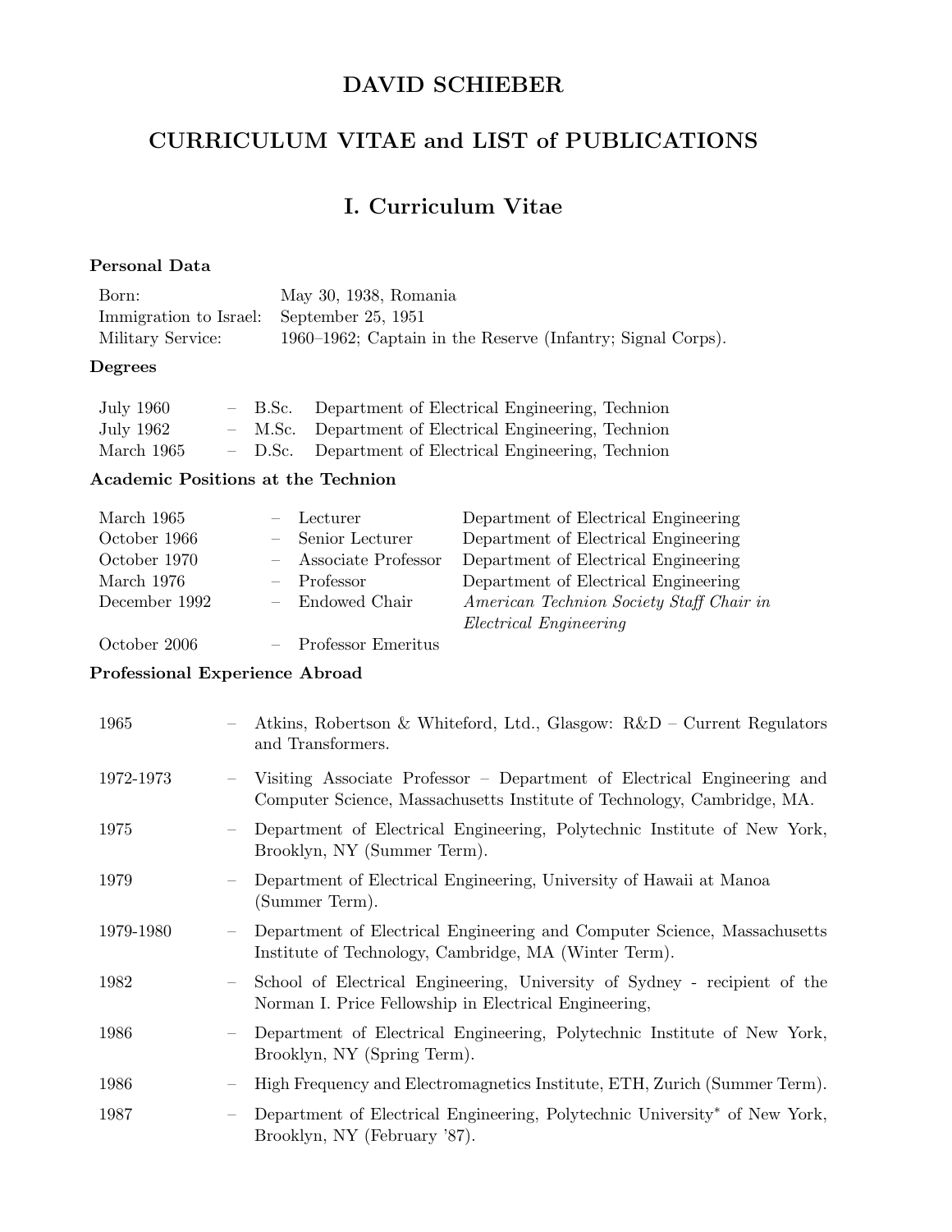# DAVID SCHIEBER

# CURRICULUM VITAE and LIST of PUBLICATIONS

## I. Curriculum Vitae

### Personal Data

| | |
|---|---|
| Born: | May 30, 1938, Romania |
| Immigration to Israel: | September 25, 1951 |
| Military Service: | 1960–1962; Captain in the Reserve (Infantry; Signal Corps). |

### Degrees

| | | | |
|---|---|---|---|
| July 1960 | – | B.Sc. | Department of Electrical Engineering, Technion |
| July 1962 | – | M.Sc. | Department of Electrical Engineering, Technion |
| March 1965 | – | D.Sc. | Department of Electrical Engineering, Technion |

### Academic Positions at the Technion

| | | | |
|---|---|---|---|
| March 1965 | – | Lecturer | Department of Electrical Engineering |
| October 1966 | – | Senior Lecturer | Department of Electrical Engineering |
| October 1970 | – | Associate Professor | Department of Electrical Engineering |
| March 1976 | – | Professor | Department of Electrical Engineering |
| December 1992 | – | Endowed Chair | *American Technion Society Staff Chair in Electrical Engineering* |
| October 2006 | – | Professor Emeritus | |

### Professional Experience Abroad

| | | |
|---|---|---|
| 1965 | – | Atkins, Robertson & Whiteford, Ltd., Glasgow: R&D – Current Regulators and Transformers. |
| 1972-1973 | – | Visiting Associate Professor – Department of Electrical Engineering and Computer Science, Massachusetts Institute of Technology, Cambridge, MA. |
| 1975 | – | Department of Electrical Engineering, Polytechnic Institute of New York, Brooklyn, NY (Summer Term). |
| 1979 | – | Department of Electrical Engineering, University of Hawaii at Manoa (Summer Term). |
| 1979-1980 | – | Department of Electrical Engineering and Computer Science, Massachusetts Institute of Technology, Cambridge, MA (Winter Term). |
| 1982 | – | School of Electrical Engineering, University of Sydney - recipient of the Norman I. Price Fellowship in Electrical Engineering, |
| 1986 | – | Department of Electrical Engineering, Polytechnic Institute of New York, Brooklyn, NY (Spring Term). |
| 1986 | – | High Frequency and Electromagnetics Institute, ETH, Zurich (Summer Term). |
| 1987 | – | Department of Electrical Engineering, Polytechnic University* of New York, Brooklyn, NY (February '87). |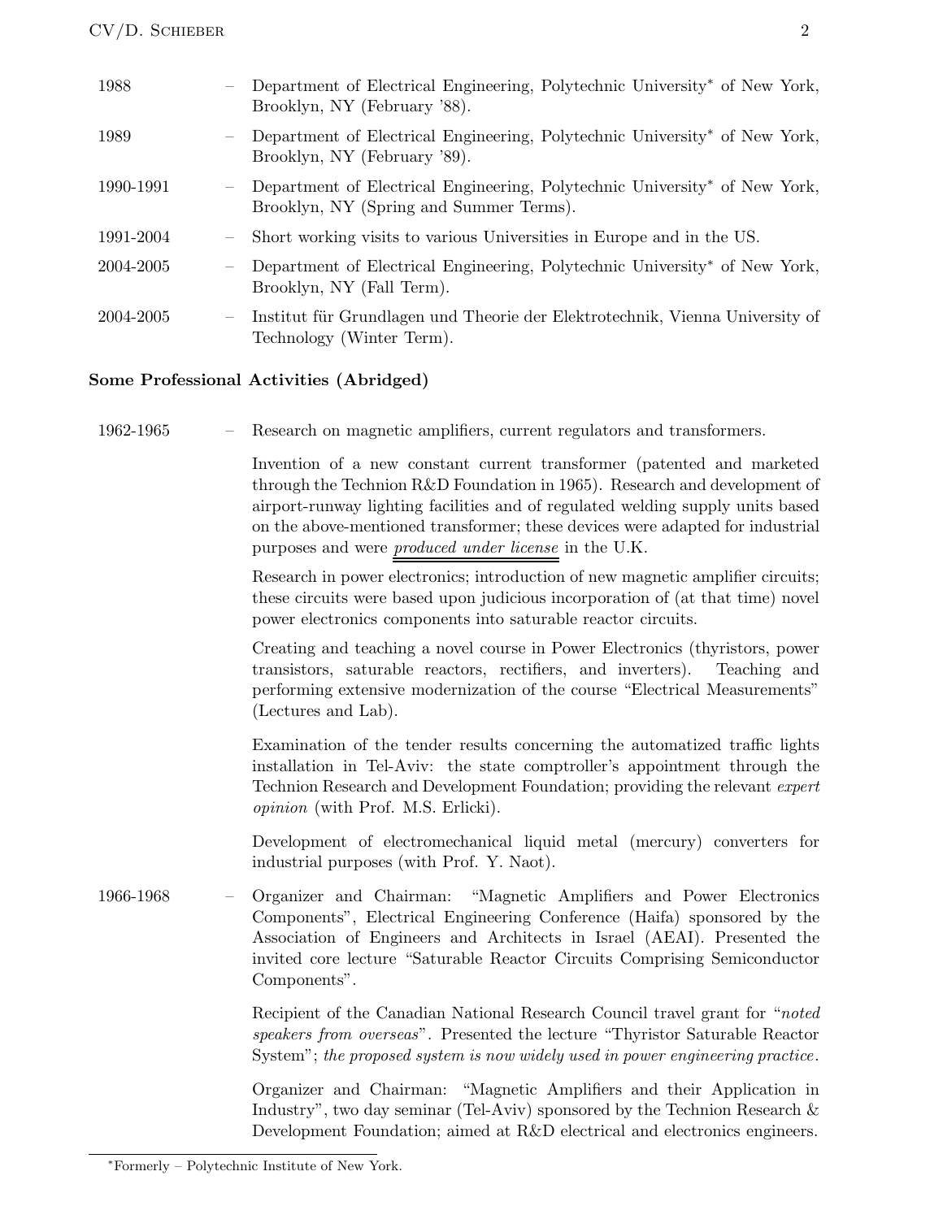1988 – Department of Electrical Engineering, Polytechnic University* of New York, Brooklyn, NY (February '88).

1989 – Department of Electrical Engineering, Polytechnic University* of New York, Brooklyn, NY (February '89).

1990-1991 – Department of Electrical Engineering, Polytechnic University* of New York, Brooklyn, NY (Spring and Summer Terms).

1991-2004 – Short working visits to various Universities in Europe and in the US.

2004-2005 – Department of Electrical Engineering, Polytechnic University* of New York, Brooklyn, NY (Fall Term).

2004-2005 – Institut für Grundlagen und Theorie der Elektrotechnik, Vienna University of Technology (Winter Term).

**Some Professional Activities (Abridged)**

1962-1965 – Research on magnetic amplifiers, current regulators and transformers.

Invention of a new constant current transformer (patented and marketed through the Technion R&D Foundation in 1965). Research and development of airport-runway lighting facilities and of regulated welding supply units based on the above-mentioned transformer; these devices were adapted for industrial purposes and were *produced under license* in the U.K.

Research in power electronics; introduction of new magnetic amplifier circuits; these circuits were based upon judicious incorporation of (at that time) novel power electronics components into saturable reactor circuits.

Creating and teaching a novel course in Power Electronics (thyristors, power transistors, saturable reactors, rectifiers, and inverters). Teaching and performing extensive modernization of the course "Electrical Measurements" (Lectures and Lab).

Examination of the tender results concerning the automatized traffic lights installation in Tel-Aviv: the state comptroller's appointment through the Technion Research and Development Foundation; providing the relevant *expert opinion* (with Prof. M.S. Erlicki).

Development of electromechanical liquid metal (mercury) converters for industrial purposes (with Prof. Y. Naot).

1966-1968 – Organizer and Chairman: "Magnetic Amplifiers and Power Electronics Components", Electrical Engineering Conference (Haifa) sponsored by the Association of Engineers and Architects in Israel (AEAI). Presented the invited core lecture "Saturable Reactor Circuits Comprising Semiconductor Components".

Recipient of the Canadian National Research Council travel grant for "*noted speakers from overseas*". Presented the lecture "Thyristor Saturable Reactor System"; *the proposed system is now widely used in power engineering practice*.

Organizer and Chairman: "Magnetic Amplifiers and their Application in Industry", two day seminar (Tel-Aviv) sponsored by the Technion Research & Development Foundation; aimed at R&D electrical and electronics engineers.

*Formerly – Polytechnic Institute of New York.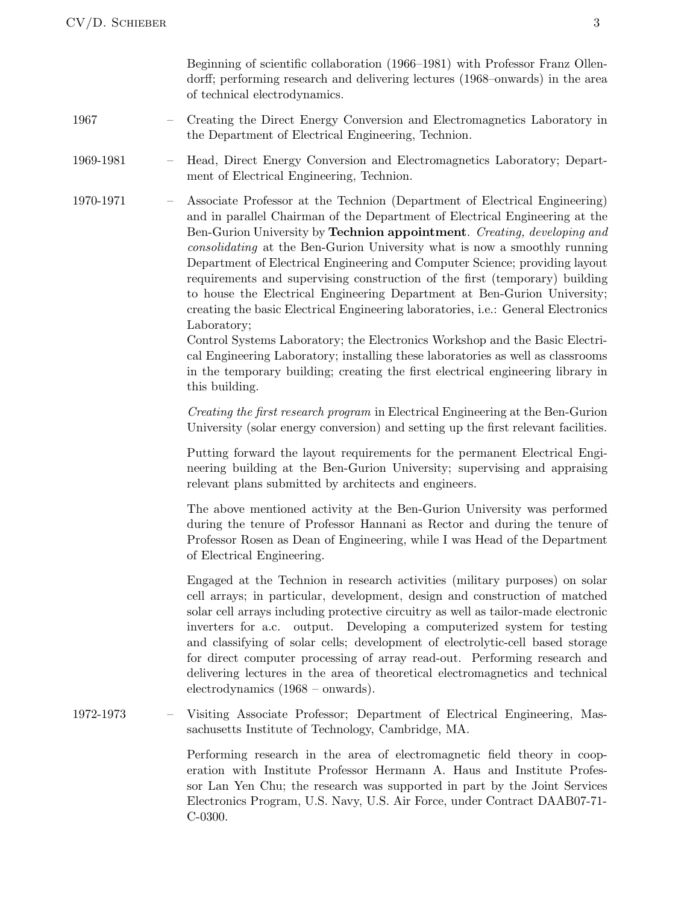Beginning of scientific collaboration (1966–1981) with Professor Franz Ollendorff; performing research and delivering lectures (1968–onwards) in the area of technical electrodynamics.

1967 – Creating the Direct Energy Conversion and Electromagnetics Laboratory in the Department of Electrical Engineering, Technion.

1969-1981 – Head, Direct Energy Conversion and Electromagnetics Laboratory; Department of Electrical Engineering, Technion.

1970-1971 – Associate Professor at the Technion (Department of Electrical Engineering) and in parallel Chairman of the Department of Electrical Engineering at the Ben-Gurion University by **Technion appointment**. *Creating, developing and consolidating* at the Ben-Gurion University what is now a smoothly running Department of Electrical Engineering and Computer Science; providing layout requirements and supervising construction of the first (temporary) building to house the Electrical Engineering Department at Ben-Gurion University; creating the basic Electrical Engineering laboratories, i.e.: General Electronics Laboratory;
Control Systems Laboratory; the Electronics Workshop and the Basic Electrical Engineering Laboratory; installing these laboratories as well as classrooms in the temporary building; creating the first electrical engineering library in this building.

*Creating the first research program* in Electrical Engineering at the Ben-Gurion University (solar energy conversion) and setting up the first relevant facilities.

Putting forward the layout requirements for the permanent Electrical Engineering building at the Ben-Gurion University; supervising and appraising relevant plans submitted by architects and engineers.

The above mentioned activity at the Ben-Gurion University was performed during the tenure of Professor Hannani as Rector and during the tenure of Professor Rosen as Dean of Engineering, while I was Head of the Department of Electrical Engineering.

Engaged at the Technion in research activities (military purposes) on solar cell arrays; in particular, development, design and construction of matched solar cell arrays including protective circuitry as well as tailor-made electronic inverters for a.c. output. Developing a computerized system for testing and classifying of solar cells; development of electrolytic-cell based storage for direct computer processing of array read-out. Performing research and delivering lectures in the area of theoretical electromagnetics and technical electrodynamics (1968 – onwards).

1972-1973 – Visiting Associate Professor; Department of Electrical Engineering, Massachusetts Institute of Technology, Cambridge, MA.

Performing research in the area of electromagnetic field theory in cooperation with Institute Professor Hermann A. Haus and Institute Professor Lan Yen Chu; the research was supported in part by the Joint Services Electronics Program, U.S. Navy, U.S. Air Force, under Contract DAAB07-71-C-0300.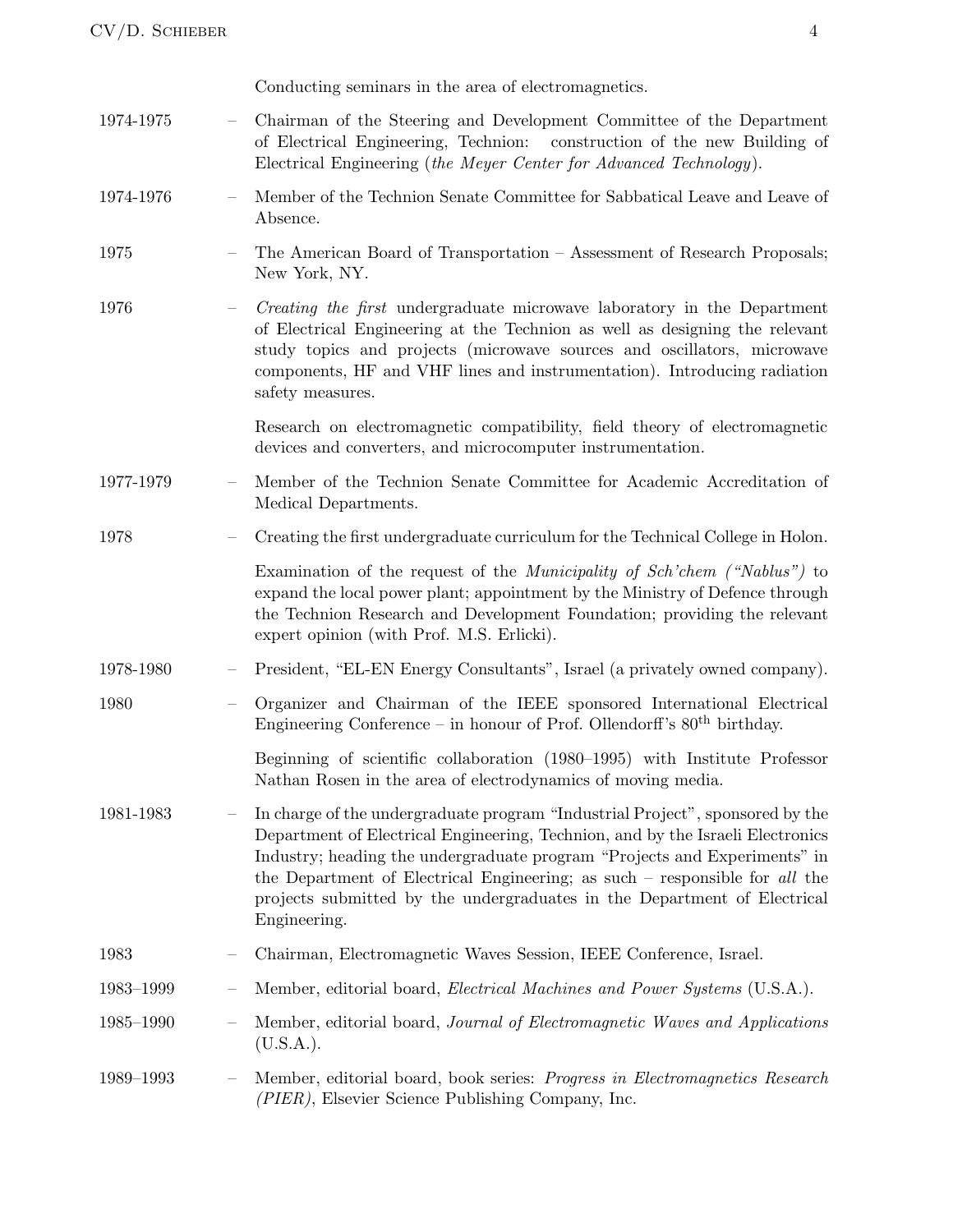Conducting seminars in the area of electromagnetics.

1974-1975 – Chairman of the Steering and Development Committee of the Department of Electrical Engineering, Technion: construction of the new Building of Electrical Engineering (*the Meyer Center for Advanced Technology*).

1974-1976 – Member of the Technion Senate Committee for Sabbatical Leave and Leave of Absence.

1975 – The American Board of Transportation – Assessment of Research Proposals; New York, NY.

1976 – *Creating the first* undergraduate microwave laboratory in the Department of Electrical Engineering at the Technion as well as designing the relevant study topics and projects (microwave sources and oscillators, microwave components, HF and VHF lines and instrumentation). Introducing radiation safety measures.

Research on electromagnetic compatibility, field theory of electromagnetic devices and converters, and microcomputer instrumentation.

1977-1979 – Member of the Technion Senate Committee for Academic Accreditation of Medical Departments.

1978 – Creating the first undergraduate curriculum for the Technical College in Holon.

Examination of the request of the *Municipality of Sch'chem ("Nablus")* to expand the local power plant; appointment by the Ministry of Defence through the Technion Research and Development Foundation; providing the relevant expert opinion (with Prof. M.S. Erlicki).

1978-1980 – President, "EL-EN Energy Consultants", Israel (a privately owned company).

1980 – Organizer and Chairman of the IEEE sponsored International Electrical Engineering Conference – in honour of Prof. Ollendorff's $80^{\text{th}}$ birthday.

Beginning of scientific collaboration (1980–1995) with Institute Professor Nathan Rosen in the area of electrodynamics of moving media.

1981-1983 – In charge of the undergraduate program "Industrial Project", sponsored by the Department of Electrical Engineering, Technion, and by the Israeli Electronics Industry; heading the undergraduate program "Projects and Experiments" in the Department of Electrical Engineering; as such – responsible for *all* the projects submitted by the undergraduates in the Department of Electrical Engineering.

1983 – Chairman, Electromagnetic Waves Session, IEEE Conference, Israel.

1983–1999 – Member, editorial board, *Electrical Machines and Power Systems* (U.S.A.).

1985–1990 – Member, editorial board, *Journal of Electromagnetic Waves and Applications* (U.S.A.).

1989–1993 – Member, editorial board, book series: *Progress in Electromagnetics Research (PIER)*, Elsevier Science Publishing Company, Inc.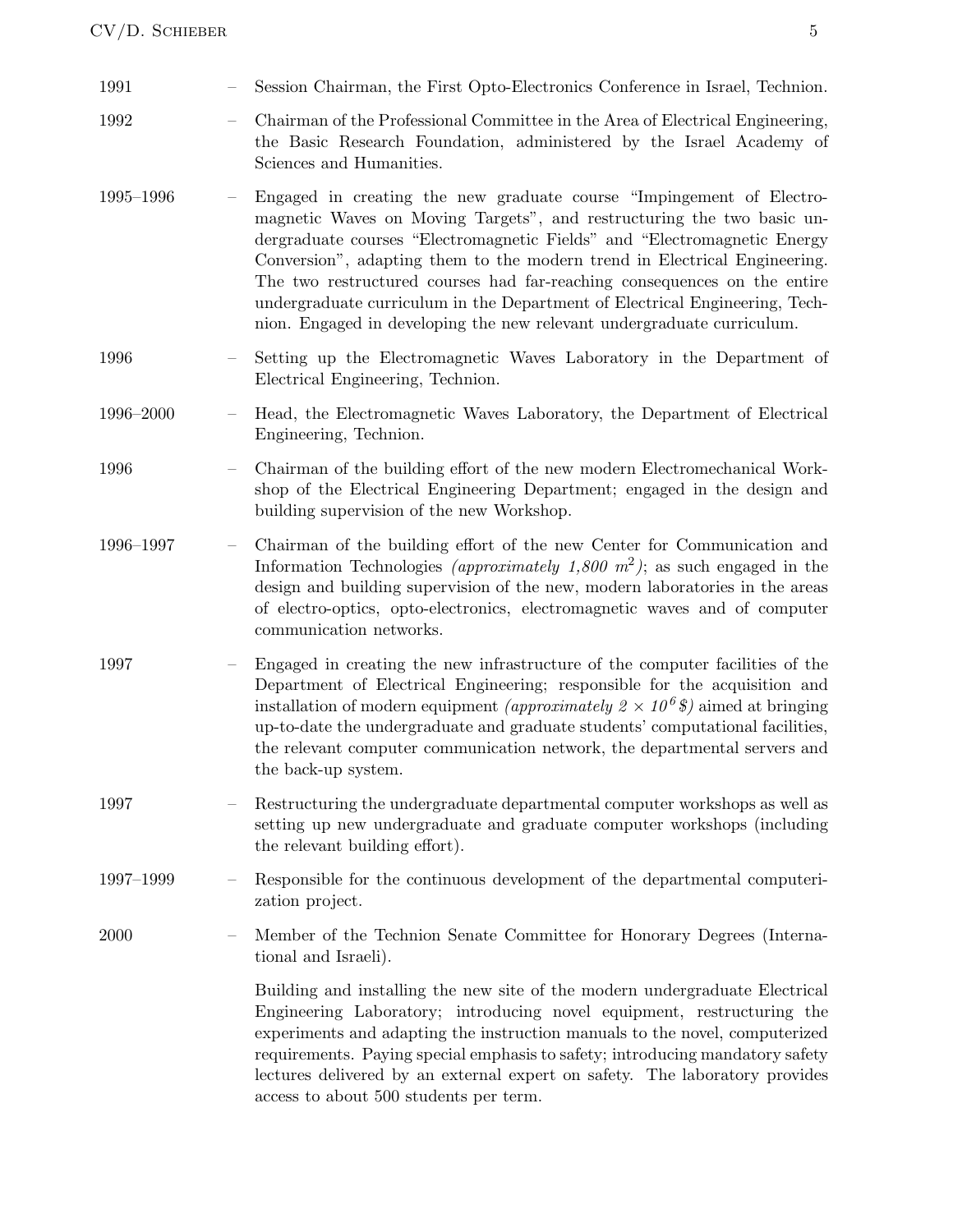1991 – Session Chairman, the First Opto-Electronics Conference in Israel, Technion.

1992 – Chairman of the Professional Committee in the Area of Electrical Engineering, the Basic Research Foundation, administered by the Israel Academy of Sciences and Humanities.

1995–1996 – Engaged in creating the new graduate course “Impingement of Electromagnetic Waves on Moving Targets”, and restructuring the two basic undergraduate courses “Electromagnetic Fields” and “Electromagnetic Energy Conversion”, adapting them to the modern trend in Electrical Engineering. The two restructured courses had far-reaching consequences on the entire undergraduate curriculum in the Department of Electrical Engineering, Technion. Engaged in developing the new relevant undergraduate curriculum.

1996 – Setting up the Electromagnetic Waves Laboratory in the Department of Electrical Engineering, Technion.

1996–2000 – Head, the Electromagnetic Waves Laboratory, the Department of Electrical Engineering, Technion.

1996 – Chairman of the building effort of the new modern Electromechanical Workshop of the Electrical Engineering Department; engaged in the design and building supervision of the new Workshop.

1996–1997 – Chairman of the building effort of the new Center for Communication and Information Technologies *(approximately 1,800 $m^2$)*; as such engaged in the design and building supervision of the new, modern laboratories in the areas of electro-optics, opto-electronics, electromagnetic waves and of computer communication networks.

1997 – Engaged in creating the new infrastructure of the computer facilities of the Department of Electrical Engineering; responsible for the acquisition and installation of modern equipment *(approximately $2 \times 10^6$ \$)* aimed at bringing up-to-date the undergraduate and graduate students' computational facilities, the relevant computer communication network, the departmental servers and the back-up system.

1997 – Restructuring the undergraduate departmental computer workshops as well as setting up new undergraduate and graduate computer workshops (including the relevant building effort).

1997–1999 – Responsible for the continuous development of the departmental computerization project.

2000 – Member of the Technion Senate Committee for Honorary Degrees (International and Israeli).

Building and installing the new site of the modern undergraduate Electrical Engineering Laboratory; introducing novel equipment, restructuring the experiments and adapting the instruction manuals to the novel, computerized requirements. Paying special emphasis to safety; introducing mandatory safety lectures delivered by an external expert on safety. The laboratory provides access to about 500 students per term.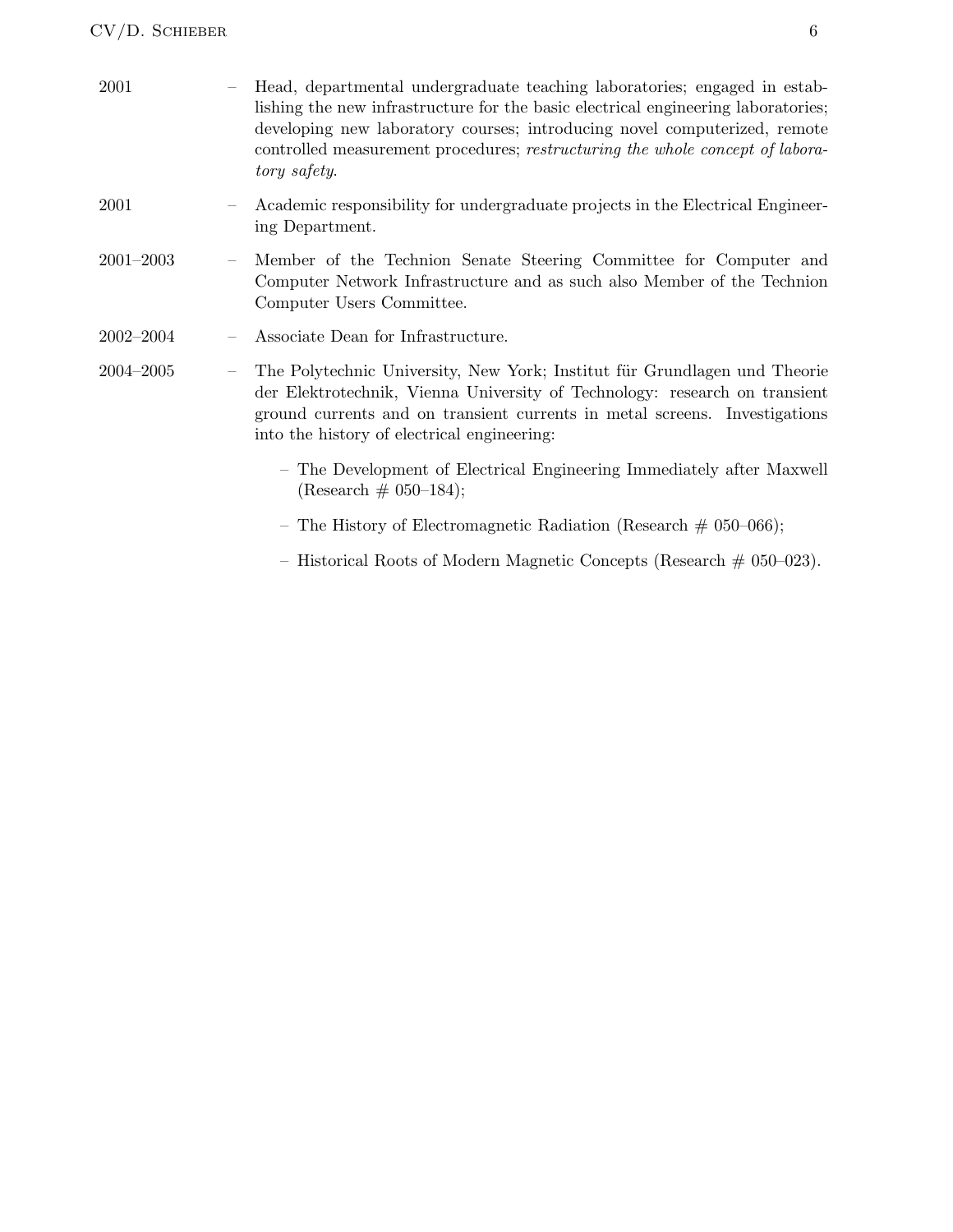2001 – Head, departmental undergraduate teaching laboratories; engaged in establishing the new infrastructure for the basic electrical engineering laboratories; developing new laboratory courses; introducing novel computerized, remote controlled measurement procedures; *restructuring the whole concept of laboratory safety*.

2001 – Academic responsibility for undergraduate projects in the Electrical Engineering Department.

2001–2003 – Member of the Technion Senate Steering Committee for Computer and Computer Network Infrastructure and as such also Member of the Technion Computer Users Committee.

2002–2004 – Associate Dean for Infrastructure.

2004–2005 – The Polytechnic University, New York; Institut für Grundlagen und Theorie der Elektrotechnik, Vienna University of Technology: research on transient ground currents and on transient currents in metal screens. Investigations into the history of electrical engineering:

- The Development of Electrical Engineering Immediately after Maxwell (Research # 050–184);
- The History of Electromagnetic Radiation (Research # 050–066);
- Historical Roots of Modern Magnetic Concepts (Research # 050–023).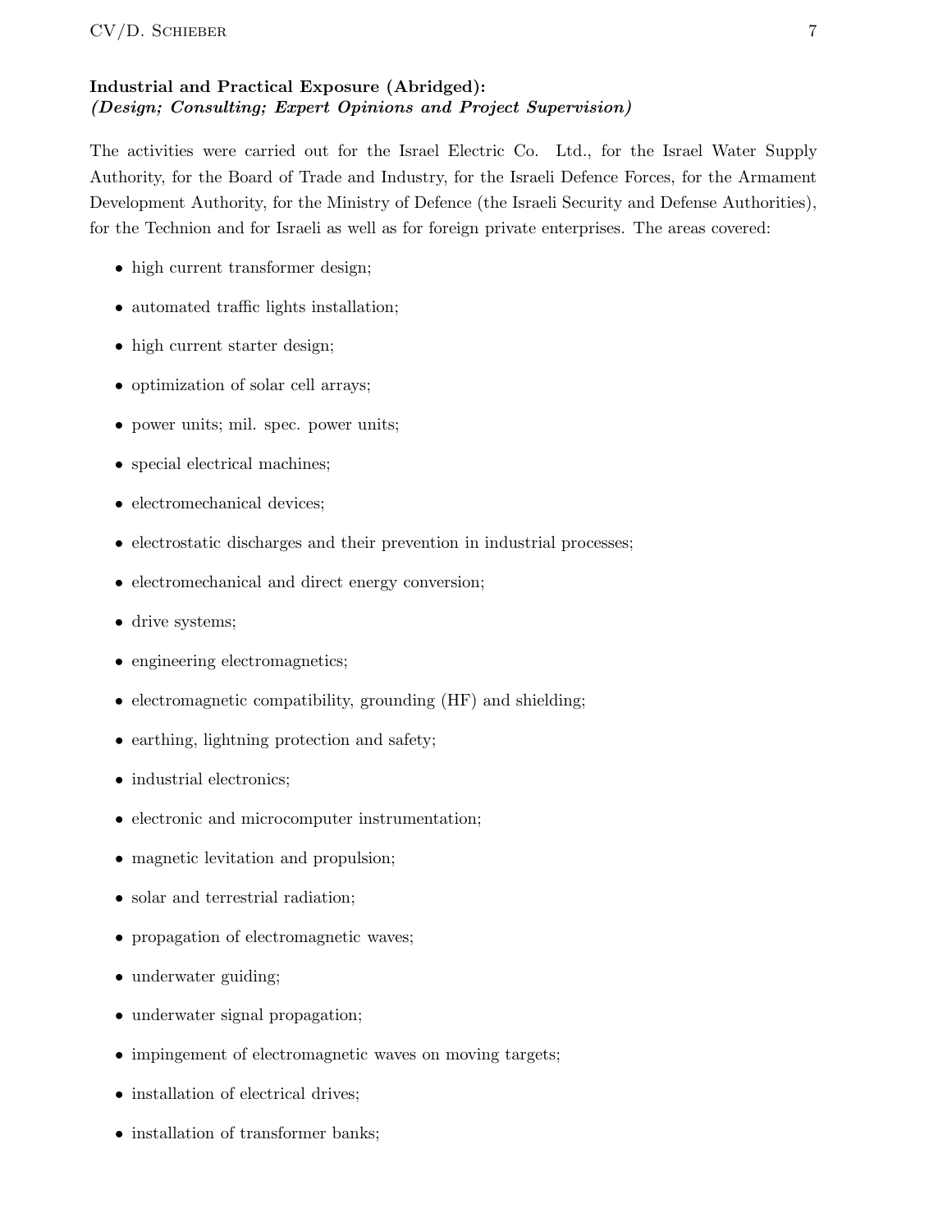**Industrial and Practical Exposure (Abridged):**
***(Design; Consulting; Expert Opinions and Project Supervision)***

The activities were carried out for the Israel Electric Co. Ltd., for the Israel Water Supply Authority, for the Board of Trade and Industry, for the Israeli Defence Forces, for the Armament Development Authority, for the Ministry of Defence (the Israeli Security and Defense Authorities), for the Technion and for Israeli as well as for foreign private enterprises. The areas covered:

- high current transformer design;
- automated traffic lights installation;
- high current starter design;
- optimization of solar cell arrays;
- power units; mil. spec. power units;
- special electrical machines;
- electromechanical devices;
- electrostatic discharges and their prevention in industrial processes;
- electromechanical and direct energy conversion;
- drive systems;
- engineering electromagnetics;
- electromagnetic compatibility, grounding (HF) and shielding;
- earthing, lightning protection and safety;
- industrial electronics;
- electronic and microcomputer instrumentation;
- magnetic levitation and propulsion;
- solar and terrestrial radiation;
- propagation of electromagnetic waves;
- underwater guiding;
- underwater signal propagation;
- impingement of electromagnetic waves on moving targets;
- installation of electrical drives;
- installation of transformer banks;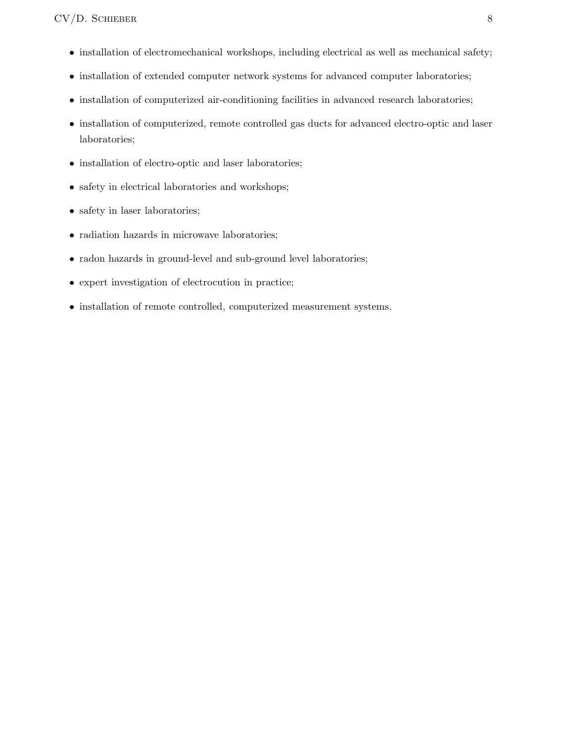- installation of electromechanical workshops, including electrical as well as mechanical safety;
- installation of extended computer network systems for advanced computer laboratories;
- installation of computerized air-conditioning facilities in advanced research laboratories;
- installation of computerized, remote controlled gas ducts for advanced electro-optic and laser laboratories;
- installation of electro-optic and laser laboratories;
- safety in electrical laboratories and workshops;
- safety in laser laboratories;
- radiation hazards in microwave laboratories;
- radon hazards in ground-level and sub-ground level laboratories;
- expert investigation of electrocution in practice;
- installation of remote controlled, computerized measurement systems.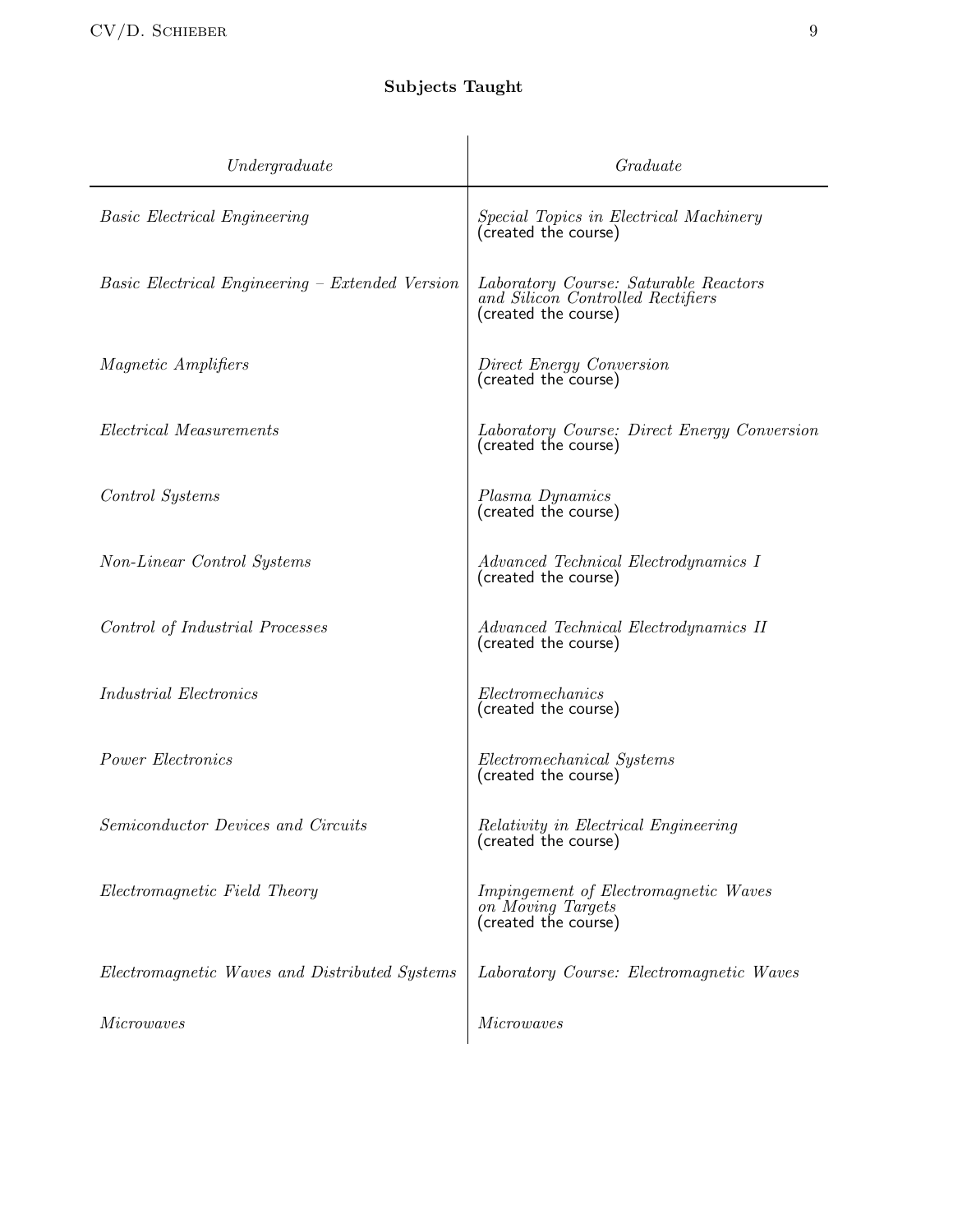**Subjects Taught**

| *Undergraduate* | *Graduate* |
| --- | --- |
| *Basic Electrical Engineering* | *Special Topics in Electrical Machinery* (created the course) |
| *Basic Electrical Engineering – Extended Version* | *Laboratory Course: Saturable Reactors and Silicon Controlled Rectifiers* (created the course) |
| *Magnetic Amplifiers* | *Direct Energy Conversion* (created the course) |
| *Electrical Measurements* | *Laboratory Course: Direct Energy Conversion* (created the course) |
| *Control Systems* | *Plasma Dynamics* (created the course) |
| *Non-Linear Control Systems* | *Advanced Technical Electrodynamics I* (created the course) |
| *Control of Industrial Processes* | *Advanced Technical Electrodynamics II* (created the course) |
| *Industrial Electronics* | *Electromechanics* (created the course) |
| *Power Electronics* | *Electromechanical Systems* (created the course) |
| *Semiconductor Devices and Circuits* | *Relativity in Electrical Engineering* (created the course) |
| *Electromagnetic Field Theory* | *Impingement of Electromagnetic Waves on Moving Targets* (created the course) |
| *Electromagnetic Waves and Distributed Systems* | *Laboratory Course: Electromagnetic Waves* |
| *Microwaves* | *Microwaves* |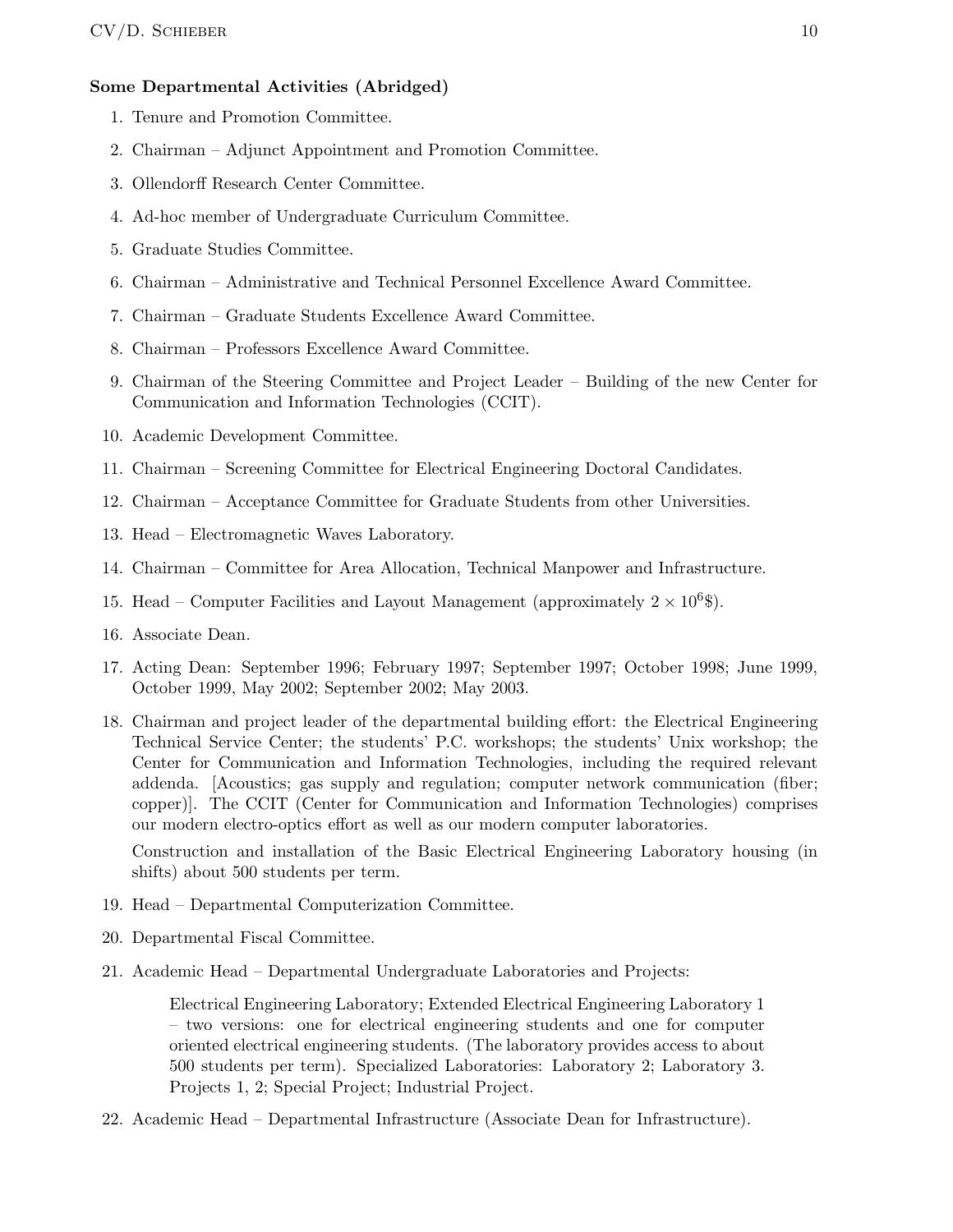**Some Departmental Activities (Abridged)**

1. Tenure and Promotion Committee.
2. Chairman – Adjunct Appointment and Promotion Committee.
3. Ollendorff Research Center Committee.
4. Ad-hoc member of Undergraduate Curriculum Committee.
5. Graduate Studies Committee.
6. Chairman – Administrative and Technical Personnel Excellence Award Committee.
7. Chairman – Graduate Students Excellence Award Committee.
8. Chairman – Professors Excellence Award Committee.
9. Chairman of the Steering Committee and Project Leader – Building of the new Center for Communication and Information Technologies (CCIT).
10. Academic Development Committee.
11. Chairman – Screening Committee for Electrical Engineering Doctoral Candidates.
12. Chairman – Acceptance Committee for Graduate Students from other Universities.
13. Head – Electromagnetic Waves Laboratory.
14. Chairman – Committee for Area Allocation, Technical Manpower and Infrastructure.
15. Head – Computer Facilities and Layout Management (approximately $2 \times 10^6$\$).
16. Associate Dean.
17. Acting Dean: September 1996; February 1997; September 1997; October 1998; June 1999, October 1999, May 2002; September 2002; May 2003.
18. Chairman and project leader of the departmental building effort: the Electrical Engineering Technical Service Center; the students' P.C. workshops; the students' Unix workshop; the Center for Communication and Information Technologies, including the required relevant addenda. [Acoustics; gas supply and regulation; computer network communication (fiber; copper)]. The CCIT (Center for Communication and Information Technologies) comprises our modern electro-optics effort as well as our modern computer laboratories.

    Construction and installation of the Basic Electrical Engineering Laboratory housing (in shifts) about 500 students per term.
19. Head – Departmental Computerization Committee.
20. Departmental Fiscal Committee.
21. Academic Head – Departmental Undergraduate Laboratories and Projects:

    Electrical Engineering Laboratory; Extended Electrical Engineering Laboratory 1 – two versions: one for electrical engineering students and one for computer oriented electrical engineering students. (The laboratory provides access to about 500 students per term). Specialized Laboratories: Laboratory 2; Laboratory 3. Projects 1, 2; Special Project; Industrial Project.
22. Academic Head – Departmental Infrastructure (Associate Dean for Infrastructure).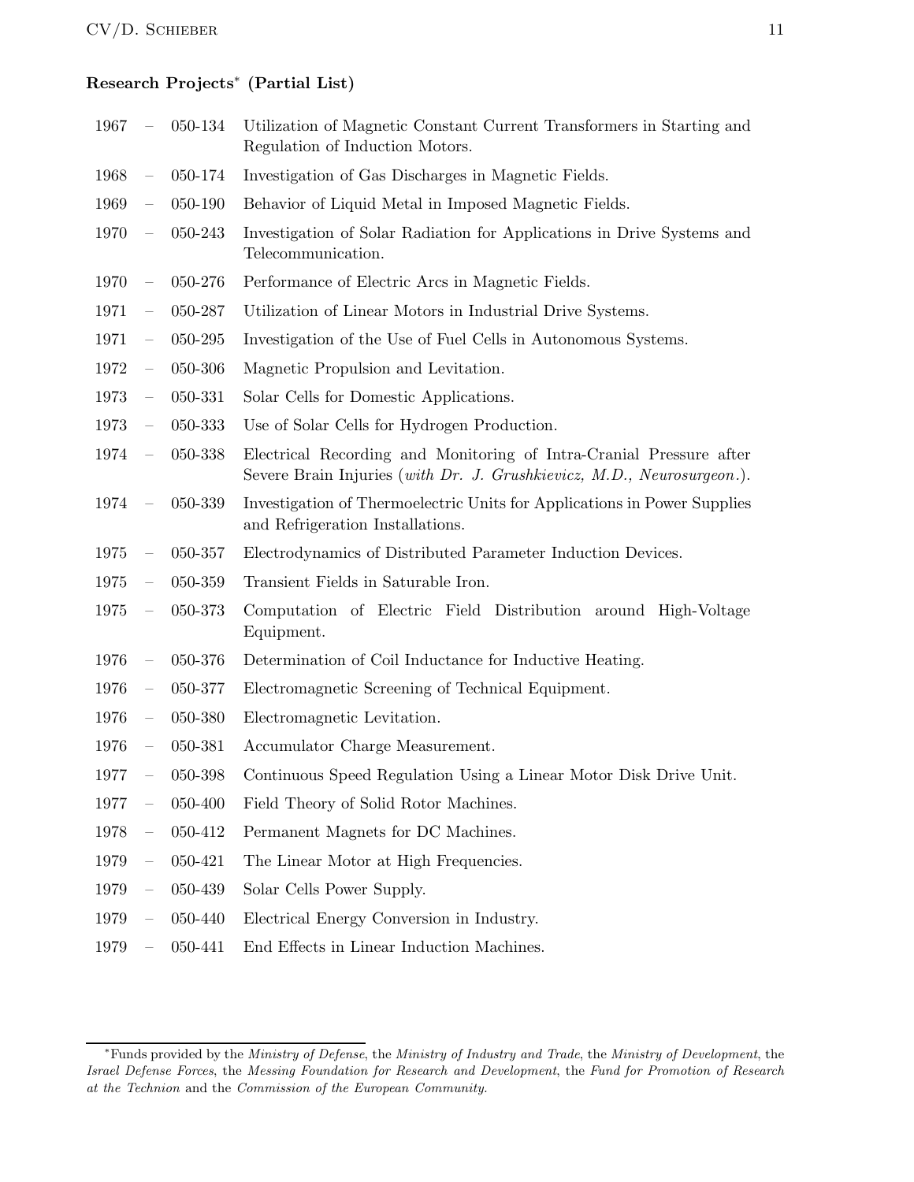### Research Projects* (Partial List)

- 1967 – 050-134 Utilization of Magnetic Constant Current Transformers in Starting and Regulation of Induction Motors.
- 1968 – 050-174 Investigation of Gas Discharges in Magnetic Fields.
- 1969 – 050-190 Behavior of Liquid Metal in Imposed Magnetic Fields.
- 1970 – 050-243 Investigation of Solar Radiation for Applications in Drive Systems and Telecommunication.
- 1970 – 050-276 Performance of Electric Arcs in Magnetic Fields.
- 1971 – 050-287 Utilization of Linear Motors in Industrial Drive Systems.
- 1971 – 050-295 Investigation of the Use of Fuel Cells in Autonomous Systems.
- 1972 – 050-306 Magnetic Propulsion and Levitation.
- 1973 – 050-331 Solar Cells for Domestic Applications.
- 1973 – 050-333 Use of Solar Cells for Hydrogen Production.
- 1974 – 050-338 Electrical Recording and Monitoring of Intra-Cranial Pressure after Severe Brain Injuries (*with Dr. J. Grushkievicz, M.D., Neurosurgeon.*).
- 1974 – 050-339 Investigation of Thermoelectric Units for Applications in Power Supplies and Refrigeration Installations.
- 1975 – 050-357 Electrodynamics of Distributed Parameter Induction Devices.
- 1975 – 050-359 Transient Fields in Saturable Iron.
- 1975 – 050-373 Computation of Electric Field Distribution around High-Voltage Equipment.
- 1976 – 050-376 Determination of Coil Inductance for Inductive Heating.
- 1976 – 050-377 Electromagnetic Screening of Technical Equipment.
- 1976 – 050-380 Electromagnetic Levitation.
- 1976 – 050-381 Accumulator Charge Measurement.
- 1977 – 050-398 Continuous Speed Regulation Using a Linear Motor Disk Drive Unit.
- 1977 – 050-400 Field Theory of Solid Rotor Machines.
- 1978 – 050-412 Permanent Magnets for DC Machines.
- 1979 – 050-421 The Linear Motor at High Frequencies.
- 1979 – 050-439 Solar Cells Power Supply.
- 1979 – 050-440 Electrical Energy Conversion in Industry.
- 1979 – 050-441 End Effects in Linear Induction Machines.

---

*Funds provided by the *Ministry of Defense*, the *Ministry of Industry and Trade*, the *Ministry of Development*, the *Israel Defense Forces*, the *Messing Foundation for Research and Development*, the *Fund for Promotion of Research at the Technion* and the *Commission of the European Community.*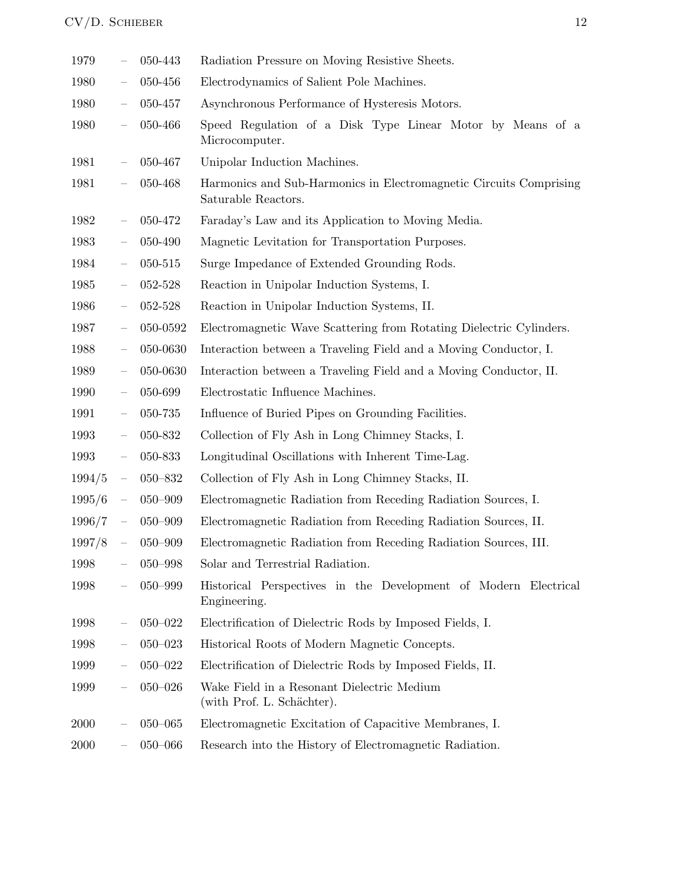| | | | |
|---|---|---|---|
| 1979 | – | 050-443 | Radiation Pressure on Moving Resistive Sheets. |
| 1980 | – | 050-456 | Electrodynamics of Salient Pole Machines. |
| 1980 | – | 050-457 | Asynchronous Performance of Hysteresis Motors. |
| 1980 | – | 050-466 | Speed Regulation of a Disk Type Linear Motor by Means of a Microcomputer. |
| 1981 | – | 050-467 | Unipolar Induction Machines. |
| 1981 | – | 050-468 | Harmonics and Sub-Harmonics in Electromagnetic Circuits Comprising Saturable Reactors. |
| 1982 | – | 050-472 | Faraday's Law and its Application to Moving Media. |
| 1983 | – | 050-490 | Magnetic Levitation for Transportation Purposes. |
| 1984 | – | 050-515 | Surge Impedance of Extended Grounding Rods. |
| 1985 | – | 052-528 | Reaction in Unipolar Induction Systems, I. |
| 1986 | – | 052-528 | Reaction in Unipolar Induction Systems, II. |
| 1987 | – | 050-0592 | Electromagnetic Wave Scattering from Rotating Dielectric Cylinders. |
| 1988 | – | 050-0630 | Interaction between a Traveling Field and a Moving Conductor, I. |
| 1989 | – | 050-0630 | Interaction between a Traveling Field and a Moving Conductor, II. |
| 1990 | – | 050-699 | Electrostatic Influence Machines. |
| 1991 | – | 050-735 | Influence of Buried Pipes on Grounding Facilities. |
| 1993 | – | 050-832 | Collection of Fly Ash in Long Chimney Stacks, I. |
| 1993 | – | 050-833 | Longitudinal Oscillations with Inherent Time-Lag. |
| 1994/5 | – | 050–832 | Collection of Fly Ash in Long Chimney Stacks, II. |
| 1995/6 | – | 050–909 | Electromagnetic Radiation from Receding Radiation Sources, I. |
| 1996/7 | – | 050–909 | Electromagnetic Radiation from Receding Radiation Sources, II. |
| 1997/8 | – | 050–909 | Electromagnetic Radiation from Receding Radiation Sources, III. |
| 1998 | – | 050–998 | Solar and Terrestrial Radiation. |
| 1998 | – | 050–999 | Historical Perspectives in the Development of Modern Electrical Engineering. |
| 1998 | – | 050–022 | Electrification of Dielectric Rods by Imposed Fields, I. |
| 1998 | – | 050–023 | Historical Roots of Modern Magnetic Concepts. |
| 1999 | – | 050–022 | Electrification of Dielectric Rods by Imposed Fields, II. |
| 1999 | – | 050–026 | Wake Field in a Resonant Dielectric Medium (with Prof. L. Schächter). |
| 2000 | – | 050–065 | Electromagnetic Excitation of Capacitive Membranes, I. |
| 2000 | – | 050–066 | Research into the History of Electromagnetic Radiation. |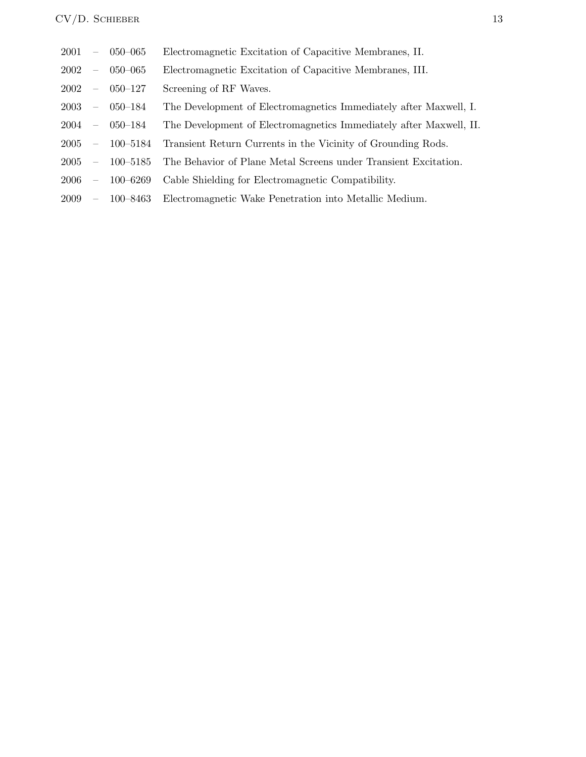2001 – 050–065 Electromagnetic Excitation of Capacitive Membranes, II.

2002 – 050–065 Electromagnetic Excitation of Capacitive Membranes, III.

2002 – 050–127 Screening of RF Waves.

2003 – 050–184 The Development of Electromagnetics Immediately after Maxwell, I.

2004 – 050–184 The Development of Electromagnetics Immediately after Maxwell, II.

2005 – 100–5184 Transient Return Currents in the Vicinity of Grounding Rods.

2005 – 100–5185 The Behavior of Plane Metal Screens under Transient Excitation.

2006 – 100–6269 Cable Shielding for Electromagnetic Compatibility.

2009 – 100–8463 Electromagnetic Wake Penetration into Metallic Medium.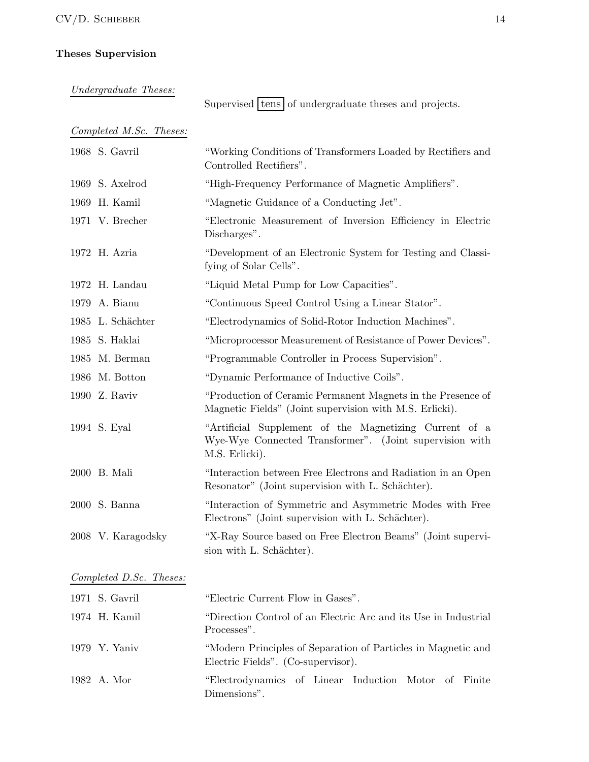**Theses Supervision**

*Undergraduate Theses:*

Supervised tens of undergraduate theses and projects.

*Completed M.Sc. Theses:*

1968 S. Gavril — "Working Conditions of Transformers Loaded by Rectifiers and Controlled Rectifiers".

1969 S. Axelrod — "High-Frequency Performance of Magnetic Amplifiers".

1969 H. Kamil — "Magnetic Guidance of a Conducting Jet".

1971 V. Brecher — "Electronic Measurement of Inversion Efficiency in Electric Discharges".

1972 H. Azria — "Development of an Electronic System for Testing and Classifying of Solar Cells".

1972 H. Landau — "Liquid Metal Pump for Low Capacities".

1979 A. Bianu — "Continuous Speed Control Using a Linear Stator".

1985 L. Schächter — "Electrodynamics of Solid-Rotor Induction Machines".

1985 S. Haklai — "Microprocessor Measurement of Resistance of Power Devices".

1985 M. Berman — "Programmable Controller in Process Supervision".

1986 M. Botton — "Dynamic Performance of Inductive Coils".

1990 Z. Raviv — "Production of Ceramic Permanent Magnets in the Presence of Magnetic Fields" (Joint supervision with M.S. Erlicki).

1994 S. Eyal — "Artificial Supplement of the Magnetizing Current of a Wye-Wye Connected Transformer". (Joint supervision with M.S. Erlicki).

2000 B. Mali — "Interaction between Free Electrons and Radiation in an Open Resonator" (Joint supervision with L. Schächter).

2000 S. Banna — "Interaction of Symmetric and Asymmetric Modes with Free Electrons" (Joint supervision with L. Schächter).

2008 V. Karagodsky — "X-Ray Source based on Free Electron Beams" (Joint supervision with L. Schächter).

*Completed D.Sc. Theses:*

1971 S. Gavril — "Electric Current Flow in Gases".

1974 H. Kamil — "Direction Control of an Electric Arc and its Use in Industrial Processes".

1979 Y. Yaniv — "Modern Principles of Separation of Particles in Magnetic and Electric Fields". (Co-supervisor).

1982 A. Mor — "Electrodynamics of Linear Induction Motor of Finite Dimensions".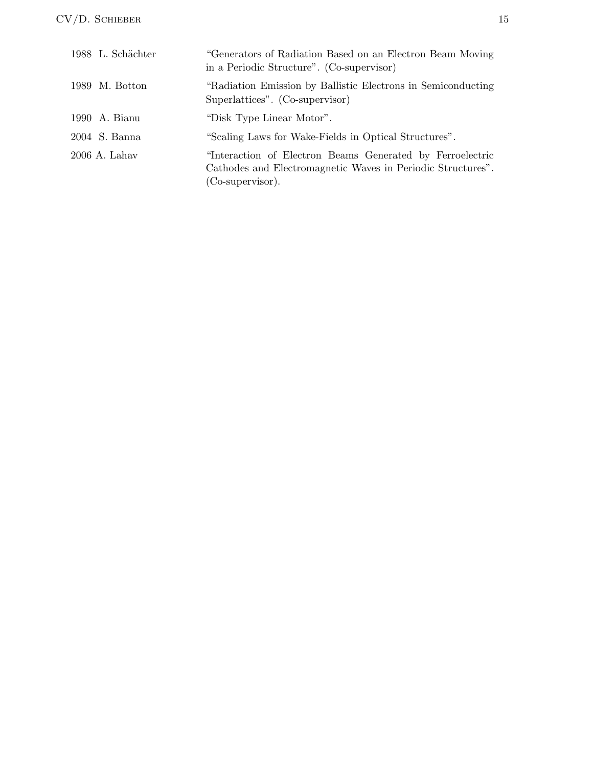| | |
|---|---|
| 1988 L. Schächter | "Generators of Radiation Based on an Electron Beam Moving in a Periodic Structure". (Co-supervisor) |
| 1989 M. Botton | "Radiation Emission by Ballistic Electrons in Semiconducting Superlattices". (Co-supervisor) |
| 1990 A. Bianu | "Disk Type Linear Motor". |
| 2004 S. Banna | "Scaling Laws for Wake-Fields in Optical Structures". |
| 2006 A. Lahav | "Interaction of Electron Beams Generated by Ferroelectric Cathodes and Electromagnetic Waves in Periodic Structures". (Co-supervisor). |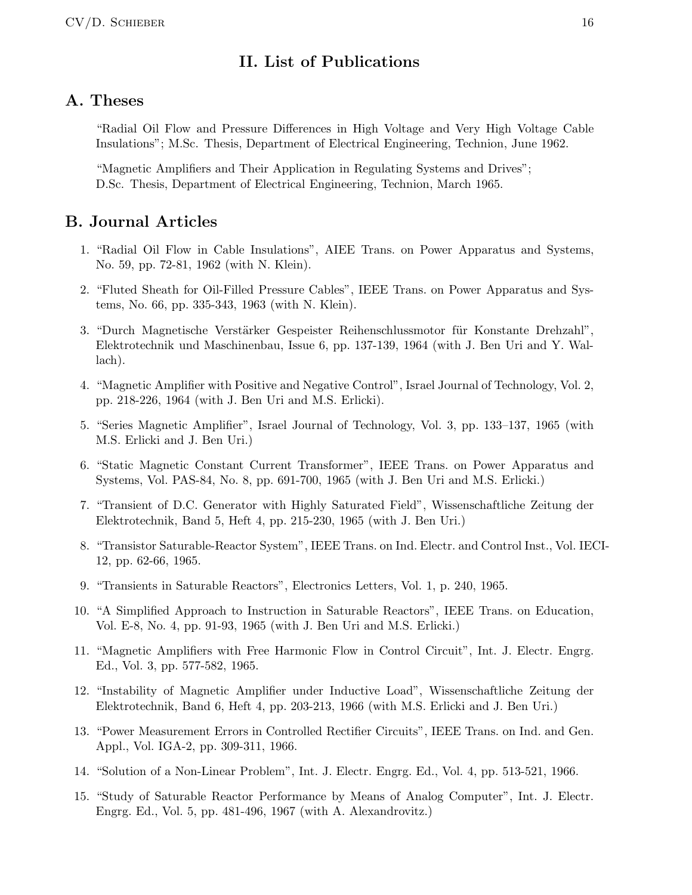## II. List of Publications

### A. Theses

"Radial Oil Flow and Pressure Differences in High Voltage and Very High Voltage Cable Insulations"; M.Sc. Thesis, Department of Electrical Engineering, Technion, June 1962.

"Magnetic Amplifiers and Their Application in Regulating Systems and Drives"; D.Sc. Thesis, Department of Electrical Engineering, Technion, March 1965.

### B. Journal Articles

1. "Radial Oil Flow in Cable Insulations", AIEE Trans. on Power Apparatus and Systems, No. 59, pp. 72-81, 1962 (with N. Klein).
2. "Fluted Sheath for Oil-Filled Pressure Cables", IEEE Trans. on Power Apparatus and Systems, No. 66, pp. 335-343, 1963 (with N. Klein).
3. "Durch Magnetische Verstärker Gespeister Reihenschlussmotor für Konstante Drehzahl", Elektrotechnik und Maschinenbau, Issue 6, pp. 137-139, 1964 (with J. Ben Uri and Y. Wallach).
4. "Magnetic Amplifier with Positive and Negative Control", Israel Journal of Technology, Vol. 2, pp. 218-226, 1964 (with J. Ben Uri and M.S. Erlicki).
5. "Series Magnetic Amplifier", Israel Journal of Technology, Vol. 3, pp. 133–137, 1965 (with M.S. Erlicki and J. Ben Uri.)
6. "Static Magnetic Constant Current Transformer", IEEE Trans. on Power Apparatus and Systems, Vol. PAS-84, No. 8, pp. 691-700, 1965 (with J. Ben Uri and M.S. Erlicki.)
7. "Transient of D.C. Generator with Highly Saturated Field", Wissenschaftliche Zeitung der Elektrotechnik, Band 5, Heft 4, pp. 215-230, 1965 (with J. Ben Uri.)
8. "Transistor Saturable-Reactor System", IEEE Trans. on Ind. Electr. and Control Inst., Vol. IECI-12, pp. 62-66, 1965.
9. "Transients in Saturable Reactors", Electronics Letters, Vol. 1, p. 240, 1965.
10. "A Simplified Approach to Instruction in Saturable Reactors", IEEE Trans. on Education, Vol. E-8, No. 4, pp. 91-93, 1965 (with J. Ben Uri and M.S. Erlicki.)
11. "Magnetic Amplifiers with Free Harmonic Flow in Control Circuit", Int. J. Electr. Engrg. Ed., Vol. 3, pp. 577-582, 1965.
12. "Instability of Magnetic Amplifier under Inductive Load", Wissenschaftliche Zeitung der Elektrotechnik, Band 6, Heft 4, pp. 203-213, 1966 (with M.S. Erlicki and J. Ben Uri.)
13. "Power Measurement Errors in Controlled Rectifier Circuits", IEEE Trans. on Ind. and Gen. Appl., Vol. IGA-2, pp. 309-311, 1966.
14. "Solution of a Non-Linear Problem", Int. J. Electr. Engrg. Ed., Vol. 4, pp. 513-521, 1966.
15. "Study of Saturable Reactor Performance by Means of Analog Computer", Int. J. Electr. Engrg. Ed., Vol. 5, pp. 481-496, 1967 (with A. Alexandrovitz.)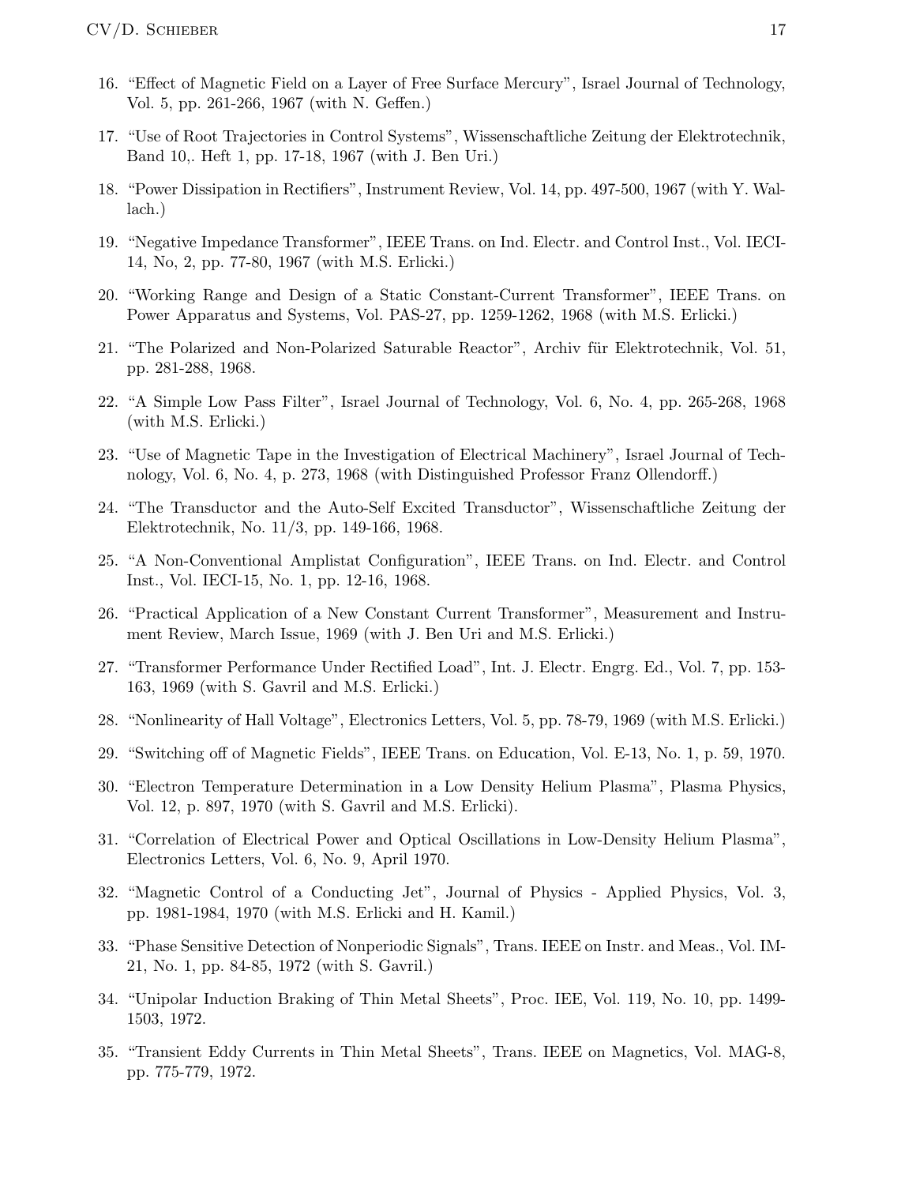16. "Effect of Magnetic Field on a Layer of Free Surface Mercury", Israel Journal of Technology, Vol. 5, pp. 261-266, 1967 (with N. Geffen.)

17. "Use of Root Trajectories in Control Systems", Wissenschaftliche Zeitung der Elektrotechnik, Band 10,. Heft 1, pp. 17-18, 1967 (with J. Ben Uri.)

18. "Power Dissipation in Rectifiers", Instrument Review, Vol. 14, pp. 497-500, 1967 (with Y. Wallach.)

19. "Negative Impedance Transformer", IEEE Trans. on Ind. Electr. and Control Inst., Vol. IECI-14, No, 2, pp. 77-80, 1967 (with M.S. Erlicki.)

20. "Working Range and Design of a Static Constant-Current Transformer", IEEE Trans. on Power Apparatus and Systems, Vol. PAS-27, pp. 1259-1262, 1968 (with M.S. Erlicki.)

21. "The Polarized and Non-Polarized Saturable Reactor", Archiv für Elektrotechnik, Vol. 51, pp. 281-288, 1968.

22. "A Simple Low Pass Filter", Israel Journal of Technology, Vol. 6, No. 4, pp. 265-268, 1968 (with M.S. Erlicki.)

23. "Use of Magnetic Tape in the Investigation of Electrical Machinery", Israel Journal of Technology, Vol. 6, No. 4, p. 273, 1968 (with Distinguished Professor Franz Ollendorff.)

24. "The Transductor and the Auto-Self Excited Transductor", Wissenschaftliche Zeitung der Elektrotechnik, No. 11/3, pp. 149-166, 1968.

25. "A Non-Conventional Amplistat Configuration", IEEE Trans. on Ind. Electr. and Control Inst., Vol. IECI-15, No. 1, pp. 12-16, 1968.

26. "Practical Application of a New Constant Current Transformer", Measurement and Instrument Review, March Issue, 1969 (with J. Ben Uri and M.S. Erlicki.)

27. "Transformer Performance Under Rectified Load", Int. J. Electr. Engrg. Ed., Vol. 7, pp. 153-163, 1969 (with S. Gavril and M.S. Erlicki.)

28. "Nonlinearity of Hall Voltage", Electronics Letters, Vol. 5, pp. 78-79, 1969 (with M.S. Erlicki.)

29. "Switching off of Magnetic Fields", IEEE Trans. on Education, Vol. E-13, No. 1, p. 59, 1970.

30. "Electron Temperature Determination in a Low Density Helium Plasma", Plasma Physics, Vol. 12, p. 897, 1970 (with S. Gavril and M.S. Erlicki).

31. "Correlation of Electrical Power and Optical Oscillations in Low-Density Helium Plasma", Electronics Letters, Vol. 6, No. 9, April 1970.

32. "Magnetic Control of a Conducting Jet", Journal of Physics - Applied Physics, Vol. 3, pp. 1981-1984, 1970 (with M.S. Erlicki and H. Kamil.)

33. "Phase Sensitive Detection of Nonperiodic Signals", Trans. IEEE on Instr. and Meas., Vol. IM-21, No. 1, pp. 84-85, 1972 (with S. Gavril.)

34. "Unipolar Induction Braking of Thin Metal Sheets", Proc. IEE, Vol. 119, No. 10, pp. 1499-1503, 1972.

35. "Transient Eddy Currents in Thin Metal Sheets", Trans. IEEE on Magnetics, Vol. MAG-8, pp. 775-779, 1972.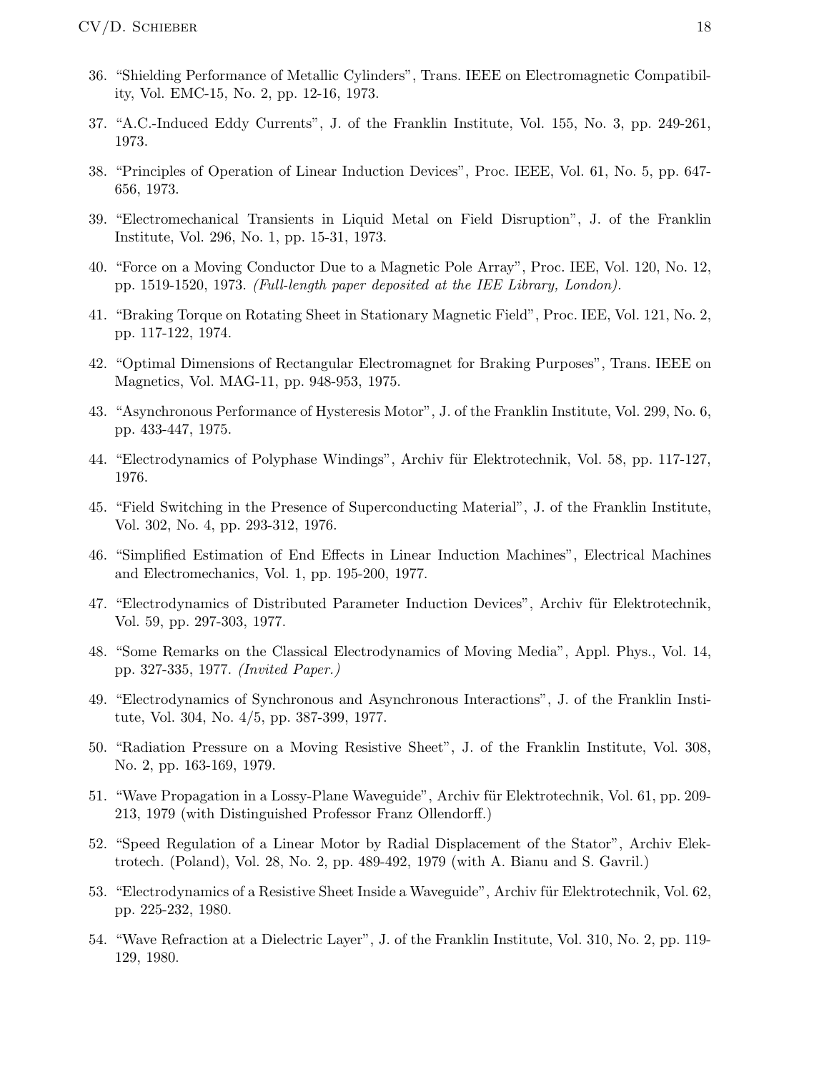36. "Shielding Performance of Metallic Cylinders", Trans. IEEE on Electromagnetic Compatibility, Vol. EMC-15, No. 2, pp. 12-16, 1973.

37. "A.C.-Induced Eddy Currents", J. of the Franklin Institute, Vol. 155, No. 3, pp. 249-261, 1973.

38. "Principles of Operation of Linear Induction Devices", Proc. IEEE, Vol. 61, No. 5, pp. 647-656, 1973.

39. "Electromechanical Transients in Liquid Metal on Field Disruption", J. of the Franklin Institute, Vol. 296, No. 1, pp. 15-31, 1973.

40. "Force on a Moving Conductor Due to a Magnetic Pole Array", Proc. IEE, Vol. 120, No. 12, pp. 1519-1520, 1973. *(Full-length paper deposited at the IEE Library, London).*

41. "Braking Torque on Rotating Sheet in Stationary Magnetic Field", Proc. IEE, Vol. 121, No. 2, pp. 117-122, 1974.

42. "Optimal Dimensions of Rectangular Electromagnet for Braking Purposes", Trans. IEEE on Magnetics, Vol. MAG-11, pp. 948-953, 1975.

43. "Asynchronous Performance of Hysteresis Motor", J. of the Franklin Institute, Vol. 299, No. 6, pp. 433-447, 1975.

44. "Electrodynamics of Polyphase Windings", Archiv für Elektrotechnik, Vol. 58, pp. 117-127, 1976.

45. "Field Switching in the Presence of Superconducting Material", J. of the Franklin Institute, Vol. 302, No. 4, pp. 293-312, 1976.

46. "Simplified Estimation of End Effects in Linear Induction Machines", Electrical Machines and Electromechanics, Vol. 1, pp. 195-200, 1977.

47. "Electrodynamics of Distributed Parameter Induction Devices", Archiv für Elektrotechnik, Vol. 59, pp. 297-303, 1977.

48. "Some Remarks on the Classical Electrodynamics of Moving Media", Appl. Phys., Vol. 14, pp. 327-335, 1977. *(Invited Paper.)*

49. "Electrodynamics of Synchronous and Asynchronous Interactions", J. of the Franklin Institute, Vol. 304, No. 4/5, pp. 387-399, 1977.

50. "Radiation Pressure on a Moving Resistive Sheet", J. of the Franklin Institute, Vol. 308, No. 2, pp. 163-169, 1979.

51. "Wave Propagation in a Lossy-Plane Waveguide", Archiv für Elektrotechnik, Vol. 61, pp. 209-213, 1979 (with Distinguished Professor Franz Ollendorff.)

52. "Speed Regulation of a Linear Motor by Radial Displacement of the Stator", Archiv Elektrotech. (Poland), Vol. 28, No. 2, pp. 489-492, 1979 (with A. Bianu and S. Gavril.)

53. "Electrodynamics of a Resistive Sheet Inside a Waveguide", Archiv für Elektrotechnik, Vol. 62, pp. 225-232, 1980.

54. "Wave Refraction at a Dielectric Layer", J. of the Franklin Institute, Vol. 310, No. 2, pp. 119-129, 1980.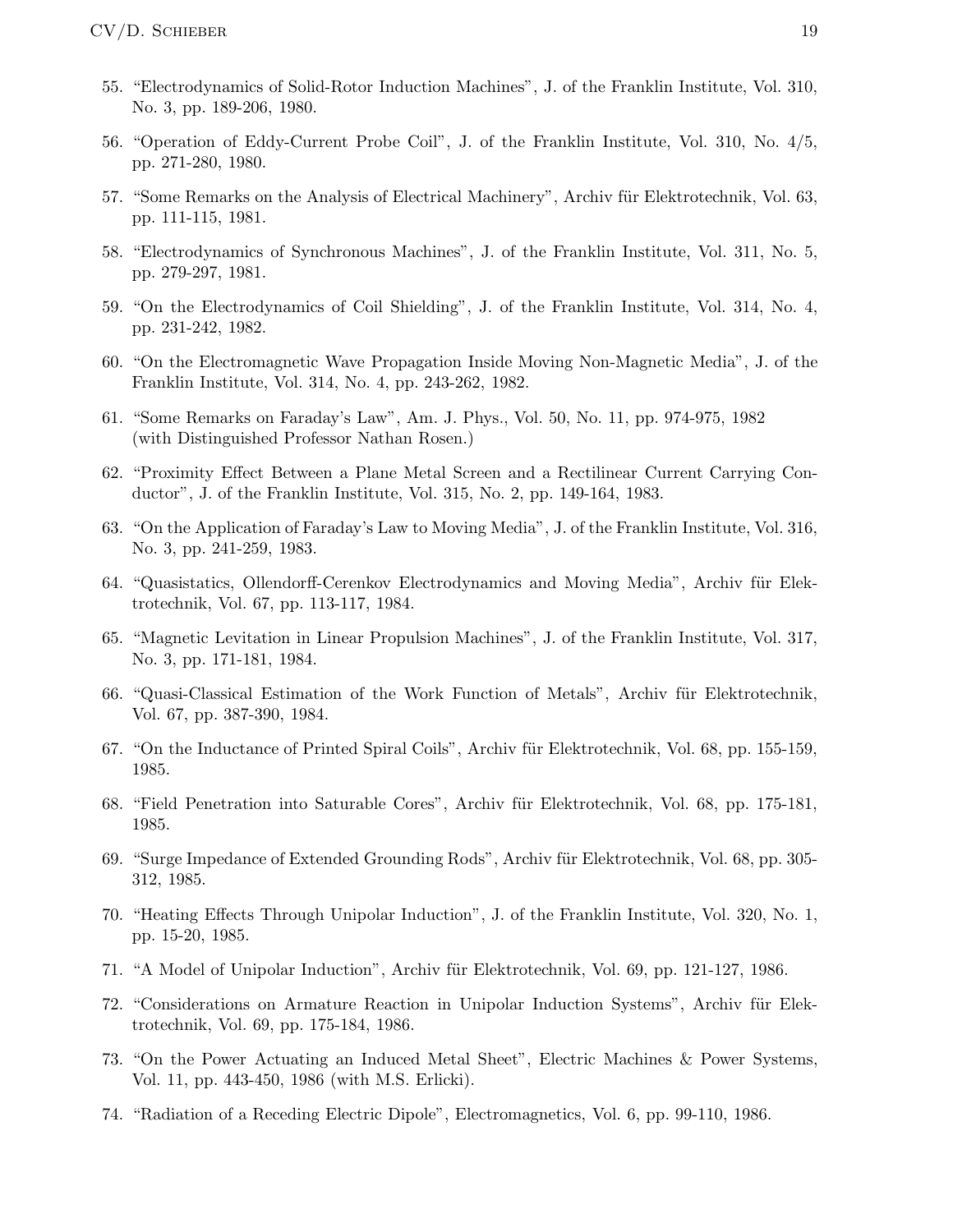55. "Electrodynamics of Solid-Rotor Induction Machines", J. of the Franklin Institute, Vol. 310, No. 3, pp. 189-206, 1980.

56. "Operation of Eddy-Current Probe Coil", J. of the Franklin Institute, Vol. 310, No. 4/5, pp. 271-280, 1980.

57. "Some Remarks on the Analysis of Electrical Machinery", Archiv für Elektrotechnik, Vol. 63, pp. 111-115, 1981.

58. "Electrodynamics of Synchronous Machines", J. of the Franklin Institute, Vol. 311, No. 5, pp. 279-297, 1981.

59. "On the Electrodynamics of Coil Shielding", J. of the Franklin Institute, Vol. 314, No. 4, pp. 231-242, 1982.

60. "On the Electromagnetic Wave Propagation Inside Moving Non-Magnetic Media", J. of the Franklin Institute, Vol. 314, No. 4, pp. 243-262, 1982.

61. "Some Remarks on Faraday's Law", Am. J. Phys., Vol. 50, No. 11, pp. 974-975, 1982 (with Distinguished Professor Nathan Rosen.)

62. "Proximity Effect Between a Plane Metal Screen and a Rectilinear Current Carrying Conductor", J. of the Franklin Institute, Vol. 315, No. 2, pp. 149-164, 1983.

63. "On the Application of Faraday's Law to Moving Media", J. of the Franklin Institute, Vol. 316, No. 3, pp. 241-259, 1983.

64. "Quasistatics, Ollendorff-Cerenkov Electrodynamics and Moving Media", Archiv für Elektrotechnik, Vol. 67, pp. 113-117, 1984.

65. "Magnetic Levitation in Linear Propulsion Machines", J. of the Franklin Institute, Vol. 317, No. 3, pp. 171-181, 1984.

66. "Quasi-Classical Estimation of the Work Function of Metals", Archiv für Elektrotechnik, Vol. 67, pp. 387-390, 1984.

67. "On the Inductance of Printed Spiral Coils", Archiv für Elektrotechnik, Vol. 68, pp. 155-159, 1985.

68. "Field Penetration into Saturable Cores", Archiv für Elektrotechnik, Vol. 68, pp. 175-181, 1985.

69. "Surge Impedance of Extended Grounding Rods", Archiv für Elektrotechnik, Vol. 68, pp. 305-312, 1985.

70. "Heating Effects Through Unipolar Induction", J. of the Franklin Institute, Vol. 320, No. 1, pp. 15-20, 1985.

71. "A Model of Unipolar Induction", Archiv für Elektrotechnik, Vol. 69, pp. 121-127, 1986.

72. "Considerations on Armature Reaction in Unipolar Induction Systems", Archiv für Elektrotechnik, Vol. 69, pp. 175-184, 1986.

73. "On the Power Actuating an Induced Metal Sheet", Electric Machines & Power Systems, Vol. 11, pp. 443-450, 1986 (with M.S. Erlicki).

74. "Radiation of a Receding Electric Dipole", Electromagnetics, Vol. 6, pp. 99-110, 1986.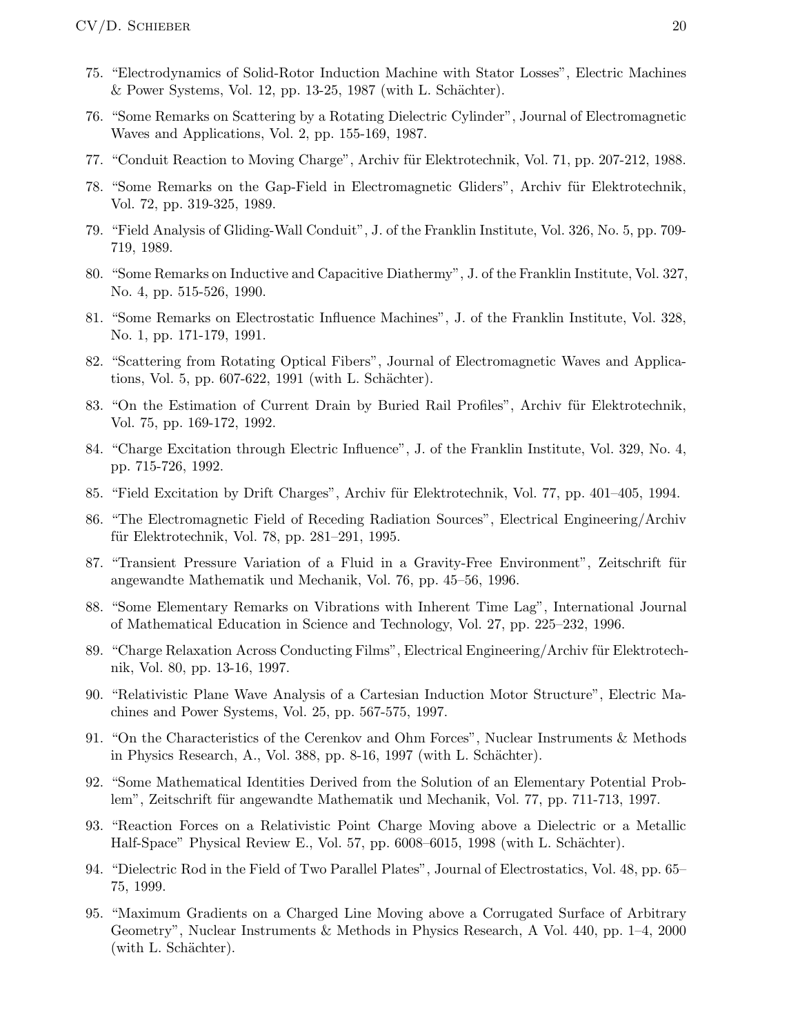75. "Electrodynamics of Solid-Rotor Induction Machine with Stator Losses", Electric Machines & Power Systems, Vol. 12, pp. 13-25, 1987 (with L. Schächter).

76. "Some Remarks on Scattering by a Rotating Dielectric Cylinder", Journal of Electromagnetic Waves and Applications, Vol. 2, pp. 155-169, 1987.

77. "Conduit Reaction to Moving Charge", Archiv für Elektrotechnik, Vol. 71, pp. 207-212, 1988.

78. "Some Remarks on the Gap-Field in Electromagnetic Gliders", Archiv für Elektrotechnik, Vol. 72, pp. 319-325, 1989.

79. "Field Analysis of Gliding-Wall Conduit", J. of the Franklin Institute, Vol. 326, No. 5, pp. 709-719, 1989.

80. "Some Remarks on Inductive and Capacitive Diathermy", J. of the Franklin Institute, Vol. 327, No. 4, pp. 515-526, 1990.

81. "Some Remarks on Electrostatic Influence Machines", J. of the Franklin Institute, Vol. 328, No. 1, pp. 171-179, 1991.

82. "Scattering from Rotating Optical Fibers", Journal of Electromagnetic Waves and Applications, Vol. 5, pp. 607-622, 1991 (with L. Schächter).

83. "On the Estimation of Current Drain by Buried Rail Profiles", Archiv für Elektrotechnik, Vol. 75, pp. 169-172, 1992.

84. "Charge Excitation through Electric Influence", J. of the Franklin Institute, Vol. 329, No. 4, pp. 715-726, 1992.

85. "Field Excitation by Drift Charges", Archiv für Elektrotechnik, Vol. 77, pp. 401–405, 1994.

86. "The Electromagnetic Field of Receding Radiation Sources", Electrical Engineering/Archiv für Elektrotechnik, Vol. 78, pp. 281–291, 1995.

87. "Transient Pressure Variation of a Fluid in a Gravity-Free Environment", Zeitschrift für angewandte Mathematik und Mechanik, Vol. 76, pp. 45–56, 1996.

88. "Some Elementary Remarks on Vibrations with Inherent Time Lag", International Journal of Mathematical Education in Science and Technology, Vol. 27, pp. 225–232, 1996.

89. "Charge Relaxation Across Conducting Films", Electrical Engineering/Archiv für Elektrotechnik, Vol. 80, pp. 13-16, 1997.

90. "Relativistic Plane Wave Analysis of a Cartesian Induction Motor Structure", Electric Machines and Power Systems, Vol. 25, pp. 567-575, 1997.

91. "On the Characteristics of the Cerenkov and Ohm Forces", Nuclear Instruments & Methods in Physics Research, A., Vol. 388, pp. 8-16, 1997 (with L. Schächter).

92. "Some Mathematical Identities Derived from the Solution of an Elementary Potential Problem", Zeitschrift für angewandte Mathematik und Mechanik, Vol. 77, pp. 711-713, 1997.

93. "Reaction Forces on a Relativistic Point Charge Moving above a Dielectric or a Metallic Half-Space" Physical Review E., Vol. 57, pp. 6008–6015, 1998 (with L. Schächter).

94. "Dielectric Rod in the Field of Two Parallel Plates", Journal of Electrostatics, Vol. 48, pp. 65–75, 1999.

95. "Maximum Gradients on a Charged Line Moving above a Corrugated Surface of Arbitrary Geometry", Nuclear Instruments & Methods in Physics Research, A Vol. 440, pp. 1–4, 2000 (with L. Schächter).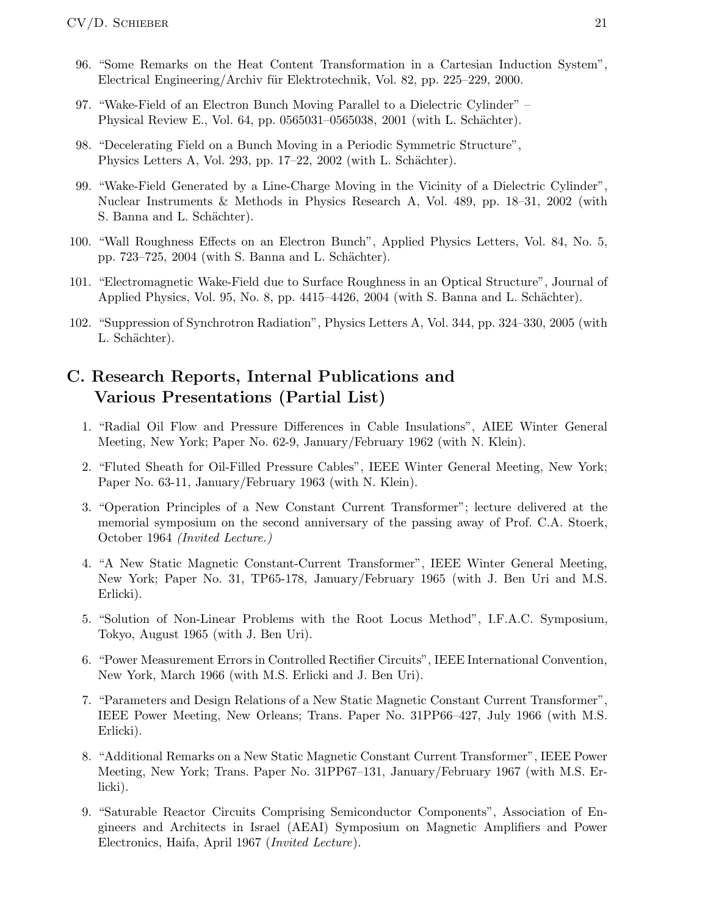96. "Some Remarks on the Heat Content Transformation in a Cartesian Induction System", Electrical Engineering/Archiv für Elektrotechnik, Vol. 82, pp. 225–229, 2000.

97. "Wake-Field of an Electron Bunch Moving Parallel to a Dielectric Cylinder" – Physical Review E., Vol. 64, pp. 0565031–0565038, 2001 (with L. Schächter).

98. "Decelerating Field on a Bunch Moving in a Periodic Symmetric Structure", Physics Letters A, Vol. 293, pp. 17–22, 2002 (with L. Schächter).

99. "Wake-Field Generated by a Line-Charge Moving in the Vicinity of a Dielectric Cylinder", Nuclear Instruments & Methods in Physics Research A, Vol. 489, pp. 18–31, 2002 (with S. Banna and L. Schächter).

100. "Wall Roughness Effects on an Electron Bunch", Applied Physics Letters, Vol. 84, No. 5, pp. 723–725, 2004 (with S. Banna and L. Schächter).

101. "Electromagnetic Wake-Field due to Surface Roughness in an Optical Structure", Journal of Applied Physics, Vol. 95, No. 8, pp. 4415–4426, 2004 (with S. Banna and L. Schächter).

102. "Suppression of Synchrotron Radiation", Physics Letters A, Vol. 344, pp. 324–330, 2005 (with L. Schächter).

## C. Research Reports, Internal Publications and Various Presentations (Partial List)

1. "Radial Oil Flow and Pressure Differences in Cable Insulations", AIEE Winter General Meeting, New York; Paper No. 62-9, January/February 1962 (with N. Klein).

2. "Fluted Sheath for Oil-Filled Pressure Cables", IEEE Winter General Meeting, New York; Paper No. 63-11, January/February 1963 (with N. Klein).

3. "Operation Principles of a New Constant Current Transformer"; lecture delivered at the memorial symposium on the second anniversary of the passing away of Prof. C.A. Stoerk, October 1964 *(Invited Lecture.)*

4. "A New Static Magnetic Constant-Current Transformer", IEEE Winter General Meeting, New York; Paper No. 31, TP65-178, January/February 1965 (with J. Ben Uri and M.S. Erlicki).

5. "Solution of Non-Linear Problems with the Root Locus Method", I.F.A.C. Symposium, Tokyo, August 1965 (with J. Ben Uri).

6. "Power Measurement Errors in Controlled Rectifier Circuits", IEEE International Convention, New York, March 1966 (with M.S. Erlicki and J. Ben Uri).

7. "Parameters and Design Relations of a New Static Magnetic Constant Current Transformer", IEEE Power Meeting, New Orleans; Trans. Paper No. 31PP66–427, July 1966 (with M.S. Erlicki).

8. "Additional Remarks on a New Static Magnetic Constant Current Transformer", IEEE Power Meeting, New York; Trans. Paper No. 31PP67–131, January/February 1967 (with M.S. Erlicki).

9. "Saturable Reactor Circuits Comprising Semiconductor Components", Association of Engineers and Architects in Israel (AEAI) Symposium on Magnetic Amplifiers and Power Electronics, Haifa, April 1967 (*Invited Lecture*).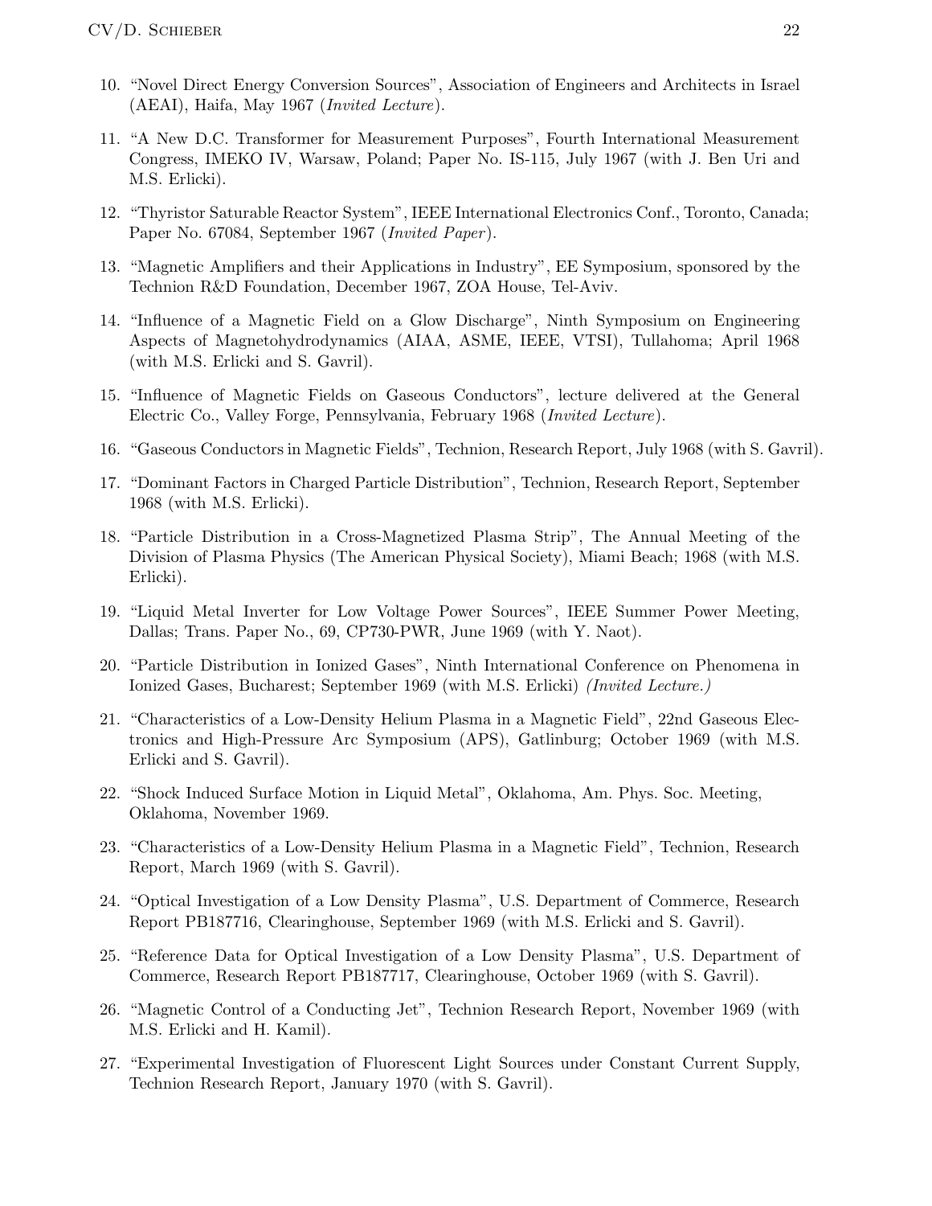10. "Novel Direct Energy Conversion Sources", Association of Engineers and Architects in Israel (AEAI), Haifa, May 1967 (*Invited Lecture*).

11. "A New D.C. Transformer for Measurement Purposes", Fourth International Measurement Congress, IMEKO IV, Warsaw, Poland; Paper No. IS-115, July 1967 (with J. Ben Uri and M.S. Erlicki).

12. "Thyristor Saturable Reactor System", IEEE International Electronics Conf., Toronto, Canada; Paper No. 67084, September 1967 (*Invited Paper*).

13. "Magnetic Amplifiers and their Applications in Industry", EE Symposium, sponsored by the Technion R&D Foundation, December 1967, ZOA House, Tel-Aviv.

14. "Influence of a Magnetic Field on a Glow Discharge", Ninth Symposium on Engineering Aspects of Magnetohydrodynamics (AIAA, ASME, IEEE, VTSI), Tullahoma; April 1968 (with M.S. Erlicki and S. Gavril).

15. "Influence of Magnetic Fields on Gaseous Conductors", lecture delivered at the General Electric Co., Valley Forge, Pennsylvania, February 1968 (*Invited Lecture*).

16. "Gaseous Conductors in Magnetic Fields", Technion, Research Report, July 1968 (with S. Gavril).

17. "Dominant Factors in Charged Particle Distribution", Technion, Research Report, September 1968 (with M.S. Erlicki).

18. "Particle Distribution in a Cross-Magnetized Plasma Strip", The Annual Meeting of the Division of Plasma Physics (The American Physical Society), Miami Beach; 1968 (with M.S. Erlicki).

19. "Liquid Metal Inverter for Low Voltage Power Sources", IEEE Summer Power Meeting, Dallas; Trans. Paper No., 69, CP730-PWR, June 1969 (with Y. Naot).

20. "Particle Distribution in Ionized Gases", Ninth International Conference on Phenomena in Ionized Gases, Bucharest; September 1969 (with M.S. Erlicki) *(Invited Lecture.)*

21. "Characteristics of a Low-Density Helium Plasma in a Magnetic Field", 22nd Gaseous Electronics and High-Pressure Arc Symposium (APS), Gatlinburg; October 1969 (with M.S. Erlicki and S. Gavril).

22. "Shock Induced Surface Motion in Liquid Metal", Oklahoma, Am. Phys. Soc. Meeting, Oklahoma, November 1969.

23. "Characteristics of a Low-Density Helium Plasma in a Magnetic Field", Technion, Research Report, March 1969 (with S. Gavril).

24. "Optical Investigation of a Low Density Plasma", U.S. Department of Commerce, Research Report PB187716, Clearinghouse, September 1969 (with M.S. Erlicki and S. Gavril).

25. "Reference Data for Optical Investigation of a Low Density Plasma", U.S. Department of Commerce, Research Report PB187717, Clearinghouse, October 1969 (with S. Gavril).

26. "Magnetic Control of a Conducting Jet", Technion Research Report, November 1969 (with M.S. Erlicki and H. Kamil).

27. "Experimental Investigation of Fluorescent Light Sources under Constant Current Supply, Technion Research Report, January 1970 (with S. Gavril).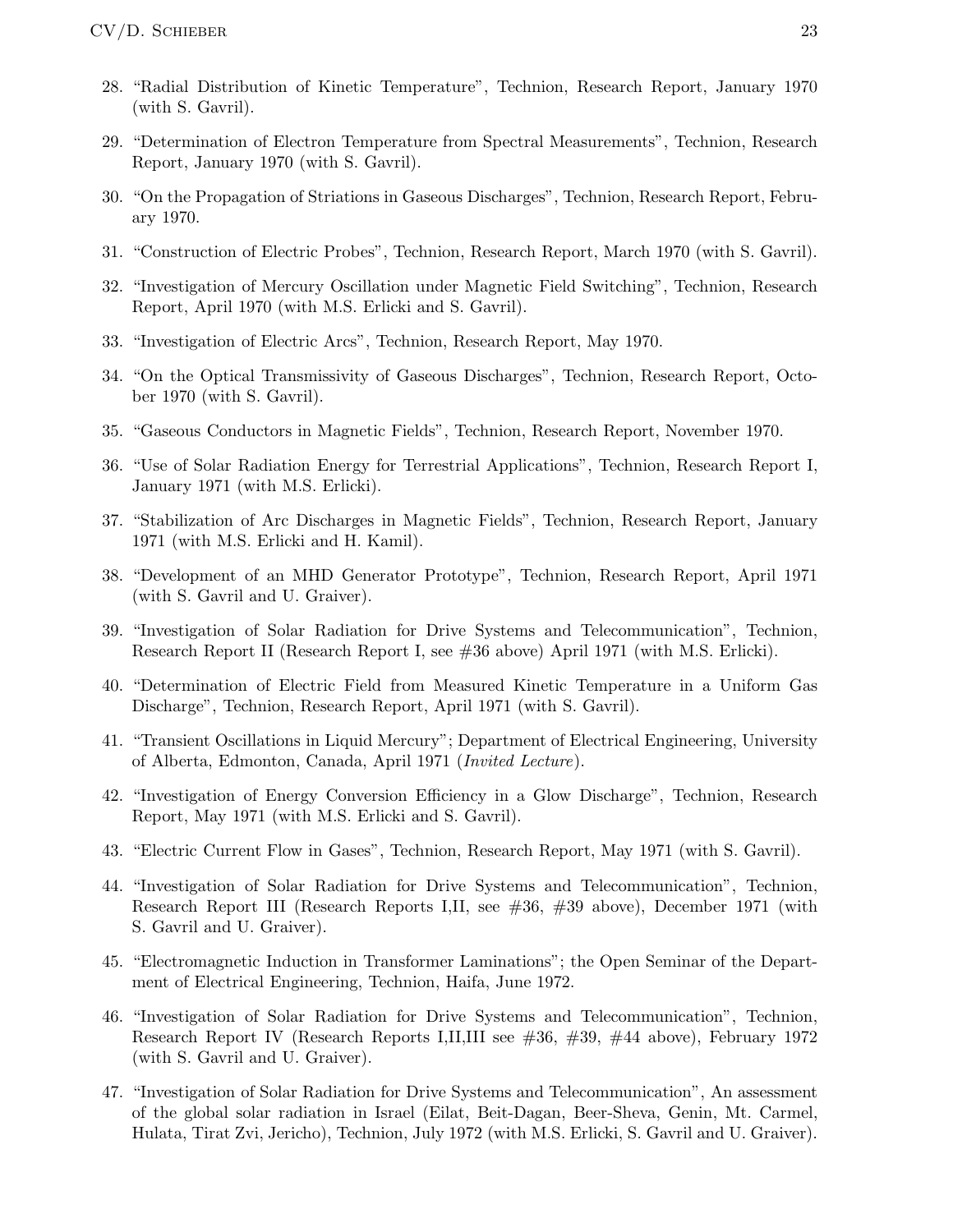28. “Radial Distribution of Kinetic Temperature”, Technion, Research Report, January 1970 (with S. Gavril).

29. “Determination of Electron Temperature from Spectral Measurements”, Technion, Research Report, January 1970 (with S. Gavril).

30. “On the Propagation of Striations in Gaseous Discharges”, Technion, Research Report, February 1970.

31. “Construction of Electric Probes”, Technion, Research Report, March 1970 (with S. Gavril).

32. “Investigation of Mercury Oscillation under Magnetic Field Switching”, Technion, Research Report, April 1970 (with M.S. Erlicki and S. Gavril).

33. “Investigation of Electric Arcs”, Technion, Research Report, May 1970.

34. “On the Optical Transmissivity of Gaseous Discharges”, Technion, Research Report, October 1970 (with S. Gavril).

35. “Gaseous Conductors in Magnetic Fields”, Technion, Research Report, November 1970.

36. “Use of Solar Radiation Energy for Terrestrial Applications”, Technion, Research Report I, January 1971 (with M.S. Erlicki).

37. “Stabilization of Arc Discharges in Magnetic Fields”, Technion, Research Report, January 1971 (with M.S. Erlicki and H. Kamil).

38. “Development of an MHD Generator Prototype”, Technion, Research Report, April 1971 (with S. Gavril and U. Graiver).

39. “Investigation of Solar Radiation for Drive Systems and Telecommunication”, Technion, Research Report II (Research Report I, see #36 above) April 1971 (with M.S. Erlicki).

40. “Determination of Electric Field from Measured Kinetic Temperature in a Uniform Gas Discharge”, Technion, Research Report, April 1971 (with S. Gavril).

41. “Transient Oscillations in Liquid Mercury”; Department of Electrical Engineering, University of Alberta, Edmonton, Canada, April 1971 (*Invited Lecture*).

42. “Investigation of Energy Conversion Efficiency in a Glow Discharge”, Technion, Research Report, May 1971 (with M.S. Erlicki and S. Gavril).

43. “Electric Current Flow in Gases”, Technion, Research Report, May 1971 (with S. Gavril).

44. “Investigation of Solar Radiation for Drive Systems and Telecommunication”, Technion, Research Report III (Research Reports I,II, see #36, #39 above), December 1971 (with S. Gavril and U. Graiver).

45. “Electromagnetic Induction in Transformer Laminations”; the Open Seminar of the Department of Electrical Engineering, Technion, Haifa, June 1972.

46. “Investigation of Solar Radiation for Drive Systems and Telecommunication”, Technion, Research Report IV (Research Reports I,II,III see #36, #39, #44 above), February 1972 (with S. Gavril and U. Graiver).

47. “Investigation of Solar Radiation for Drive Systems and Telecommunication”, An assessment of the global solar radiation in Israel (Eilat, Beit-Dagan, Beer-Sheva, Genin, Mt. Carmel, Hulata, Tirat Zvi, Jericho), Technion, July 1972 (with M.S. Erlicki, S. Gavril and U. Graiver).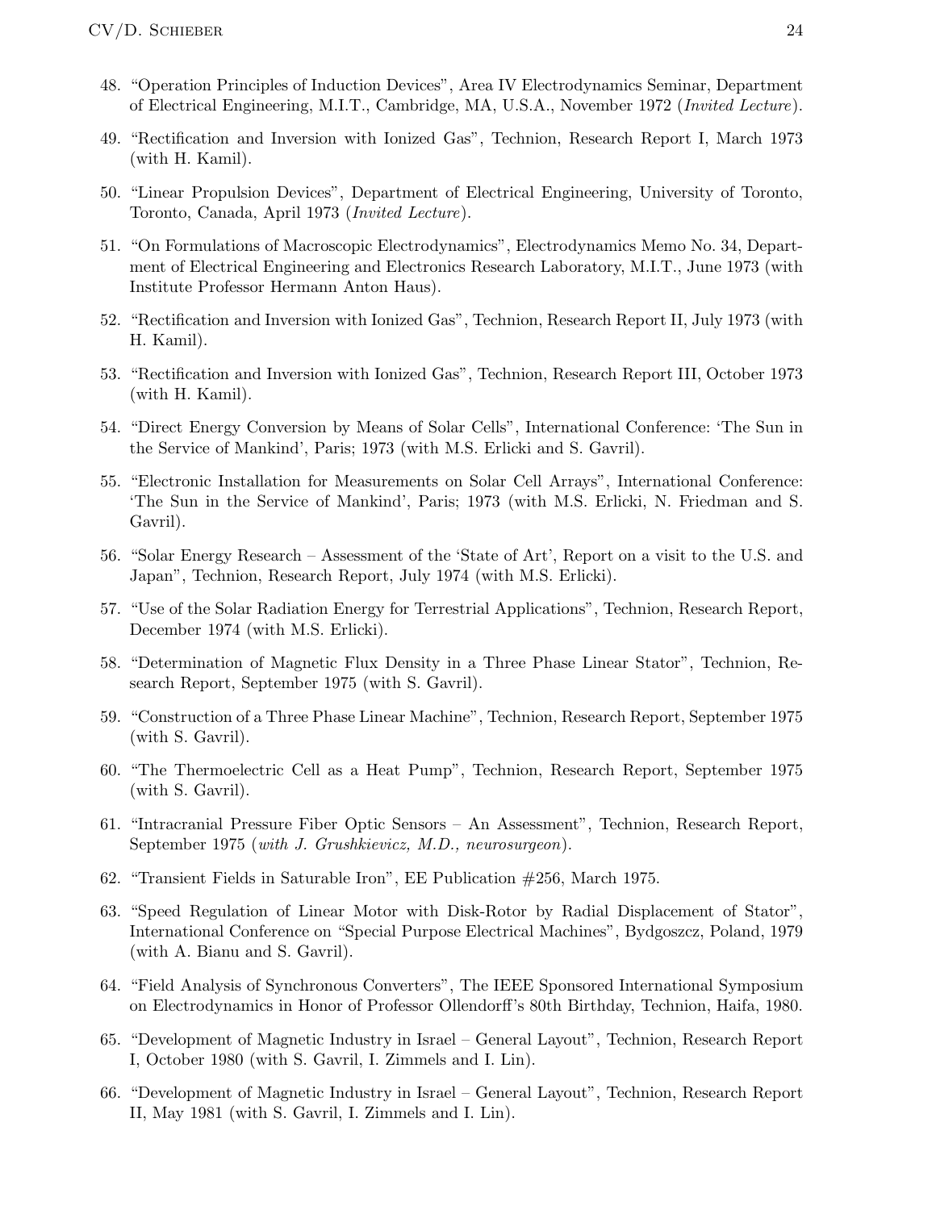48. "Operation Principles of Induction Devices", Area IV Electrodynamics Seminar, Department of Electrical Engineering, M.I.T., Cambridge, MA, U.S.A., November 1972 (*Invited Lecture*).

49. "Rectification and Inversion with Ionized Gas", Technion, Research Report I, March 1973 (with H. Kamil).

50. "Linear Propulsion Devices", Department of Electrical Engineering, University of Toronto, Toronto, Canada, April 1973 (*Invited Lecture*).

51. "On Formulations of Macroscopic Electrodynamics", Electrodynamics Memo No. 34, Department of Electrical Engineering and Electronics Research Laboratory, M.I.T., June 1973 (with Institute Professor Hermann Anton Haus).

52. "Rectification and Inversion with Ionized Gas", Technion, Research Report II, July 1973 (with H. Kamil).

53. "Rectification and Inversion with Ionized Gas", Technion, Research Report III, October 1973 (with H. Kamil).

54. "Direct Energy Conversion by Means of Solar Cells", International Conference: 'The Sun in the Service of Mankind', Paris; 1973 (with M.S. Erlicki and S. Gavril).

55. "Electronic Installation for Measurements on Solar Cell Arrays", International Conference: 'The Sun in the Service of Mankind', Paris; 1973 (with M.S. Erlicki, N. Friedman and S. Gavril).

56. "Solar Energy Research – Assessment of the 'State of Art', Report on a visit to the U.S. and Japan", Technion, Research Report, July 1974 (with M.S. Erlicki).

57. "Use of the Solar Radiation Energy for Terrestrial Applications", Technion, Research Report, December 1974 (with M.S. Erlicki).

58. "Determination of Magnetic Flux Density in a Three Phase Linear Stator", Technion, Research Report, September 1975 (with S. Gavril).

59. "Construction of a Three Phase Linear Machine", Technion, Research Report, September 1975 (with S. Gavril).

60. "The Thermoelectric Cell as a Heat Pump", Technion, Research Report, September 1975 (with S. Gavril).

61. "Intracranial Pressure Fiber Optic Sensors – An Assessment", Technion, Research Report, September 1975 (*with J. Grushkievicz, M.D., neurosurgeon*).

62. "Transient Fields in Saturable Iron", EE Publication #256, March 1975.

63. "Speed Regulation of Linear Motor with Disk-Rotor by Radial Displacement of Stator", International Conference on "Special Purpose Electrical Machines", Bydgoszcz, Poland, 1979 (with A. Bianu and S. Gavril).

64. "Field Analysis of Synchronous Converters", The IEEE Sponsored International Symposium on Electrodynamics in Honor of Professor Ollendorff's 80th Birthday, Technion, Haifa, 1980.

65. "Development of Magnetic Industry in Israel – General Layout", Technion, Research Report I, October 1980 (with S. Gavril, I. Zimmels and I. Lin).

66. "Development of Magnetic Industry in Israel – General Layout", Technion, Research Report II, May 1981 (with S. Gavril, I. Zimmels and I. Lin).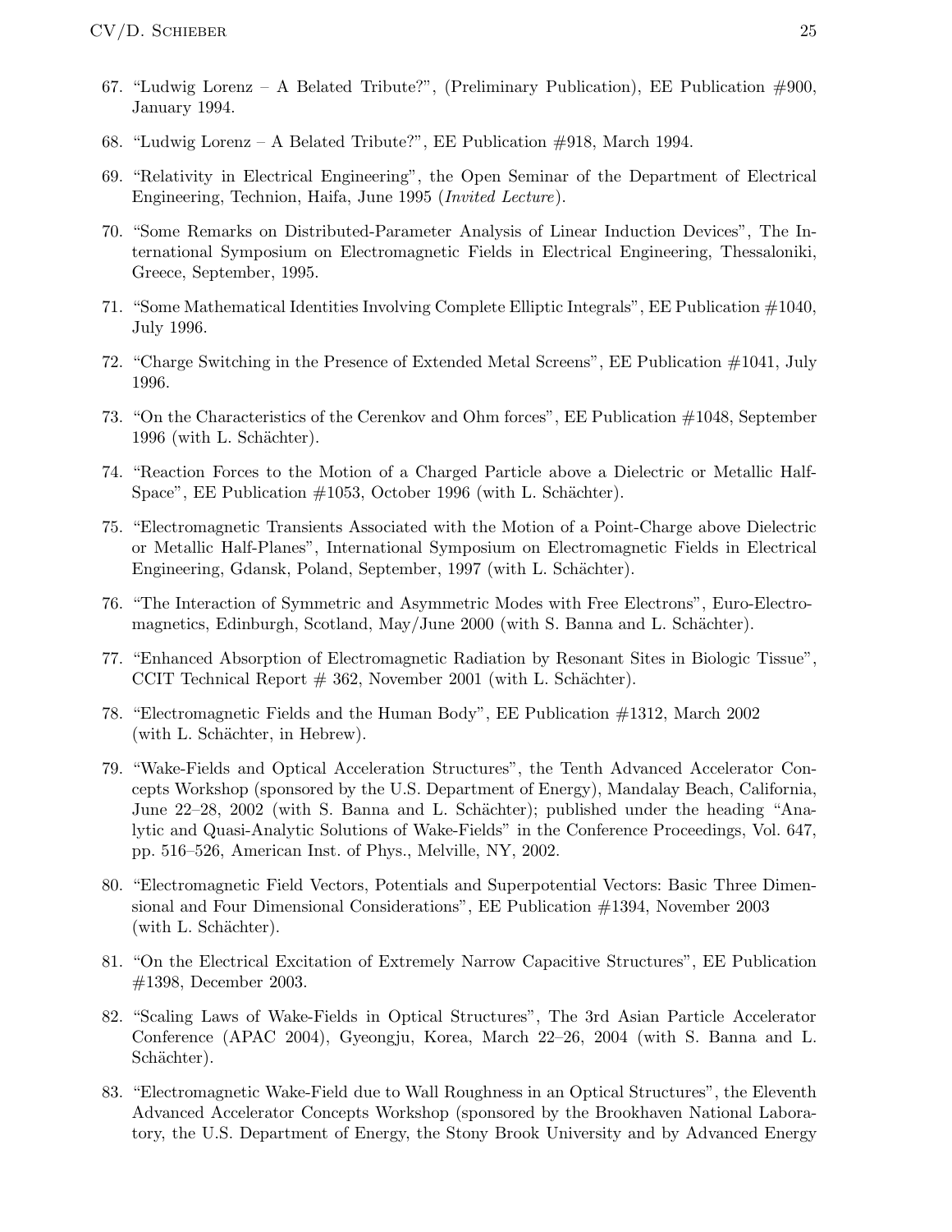67. "Ludwig Lorenz – A Belated Tribute?", (Preliminary Publication), EE Publication #900, January 1994.

68. "Ludwig Lorenz – A Belated Tribute?", EE Publication #918, March 1994.

69. "Relativity in Electrical Engineering", the Open Seminar of the Department of Electrical Engineering, Technion, Haifa, June 1995 (*Invited Lecture*).

70. "Some Remarks on Distributed-Parameter Analysis of Linear Induction Devices", The International Symposium on Electromagnetic Fields in Electrical Engineering, Thessaloniki, Greece, September, 1995.

71. "Some Mathematical Identities Involving Complete Elliptic Integrals", EE Publication #1040, July 1996.

72. "Charge Switching in the Presence of Extended Metal Screens", EE Publication #1041, July 1996.

73. "On the Characteristics of the Cerenkov and Ohm forces", EE Publication #1048, September 1996 (with L. Schächter).

74. "Reaction Forces to the Motion of a Charged Particle above a Dielectric or Metallic Half-Space", EE Publication #1053, October 1996 (with L. Schächter).

75. "Electromagnetic Transients Associated with the Motion of a Point-Charge above Dielectric or Metallic Half-Planes", International Symposium on Electromagnetic Fields in Electrical Engineering, Gdansk, Poland, September, 1997 (with L. Schächter).

76. "The Interaction of Symmetric and Asymmetric Modes with Free Electrons", Euro-Electromagnetics, Edinburgh, Scotland, May/June 2000 (with S. Banna and L. Schächter).

77. "Enhanced Absorption of Electromagnetic Radiation by Resonant Sites in Biologic Tissue", CCIT Technical Report # 362, November 2001 (with L. Schächter).

78. "Electromagnetic Fields and the Human Body", EE Publication #1312, March 2002 (with L. Schächter, in Hebrew).

79. "Wake-Fields and Optical Acceleration Structures", the Tenth Advanced Accelerator Concepts Workshop (sponsored by the U.S. Department of Energy), Mandalay Beach, California, June 22–28, 2002 (with S. Banna and L. Schächter); published under the heading "Analytic and Quasi-Analytic Solutions of Wake-Fields" in the Conference Proceedings, Vol. 647, pp. 516–526, American Inst. of Phys., Melville, NY, 2002.

80. "Electromagnetic Field Vectors, Potentials and Superpotential Vectors: Basic Three Dimensional and Four Dimensional Considerations", EE Publication #1394, November 2003 (with L. Schächter).

81. "On the Electrical Excitation of Extremely Narrow Capacitive Structures", EE Publication #1398, December 2003.

82. "Scaling Laws of Wake-Fields in Optical Structures", The 3rd Asian Particle Accelerator Conference (APAC 2004), Gyeongju, Korea, March 22–26, 2004 (with S. Banna and L. Schächter).

83. "Electromagnetic Wake-Field due to Wall Roughness in an Optical Structures", the Eleventh Advanced Accelerator Concepts Workshop (sponsored by the Brookhaven National Laboratory, the U.S. Department of Energy, the Stony Brook University and by Advanced Energy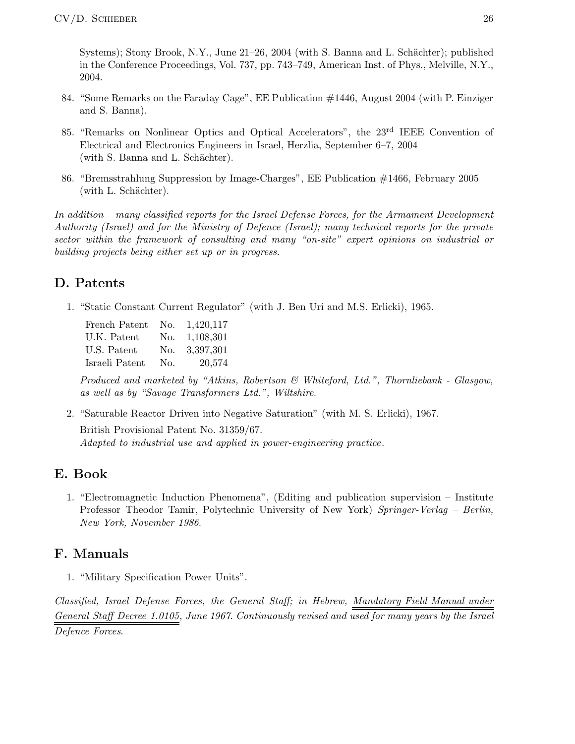Systems); Stony Brook, N.Y., June 21–26, 2004 (with S. Banna and L. Schächter); published in the Conference Proceedings, Vol. 737, pp. 743–749, American Inst. of Phys., Melville, N.Y., 2004.

84. "Some Remarks on the Faraday Cage", EE Publication #1446, August 2004 (with P. Einziger and S. Banna).

85. "Remarks on Nonlinear Optics and Optical Accelerators", the 23rd IEEE Convention of Electrical and Electronics Engineers in Israel, Herzlia, September 6–7, 2004 (with S. Banna and L. Schächter).

86. "Bremsstrahlung Suppression by Image-Charges", EE Publication #1466, February 2005 (with L. Schächter).

*In addition – many classified reports for the Israel Defense Forces, for the Armament Development Authority (Israel) and for the Ministry of Defence (Israel); many technical reports for the private sector within the framework of consulting and many "on-site" expert opinions on industrial or building projects being either set up or in progress.*

## D. Patents

1. "Static Constant Current Regulator" (with J. Ben Uri and M.S. Erlicki), 1965.

| | | |
|---|---|---|
| French Patent | No. | 1,420,117 |
| U.K. Patent | No. | 1,108,301 |
| U.S. Patent | No. | 3,397,301 |
| Israeli Patent | No. | 20,574 |

*Produced and marketed by "Atkins, Robertson & Whiteford, Ltd.", Thornliebank - Glasgow, as well as by "Savage Transformers Ltd.", Wiltshire.*

2. "Saturable Reactor Driven into Negative Saturation" (with M. S. Erlicki), 1967.

British Provisional Patent No. 31359/67.
*Adapted to industrial use and applied in power-engineering practice.*

## E. Book

1. "Electromagnetic Induction Phenomena", (Editing and publication supervision – Institute Professor Theodor Tamir, Polytechnic University of New York) *Springer-Verlag – Berlin, New York, November 1986.*

## F. Manuals

1. "Military Specification Power Units".

*Classified, Israel Defense Forces, the General Staff; in Hebrew, Mandatory Field Manual under General Staff Decree 1.0105, June 1967. Continuously revised and used for many years by the Israel Defence Forces.*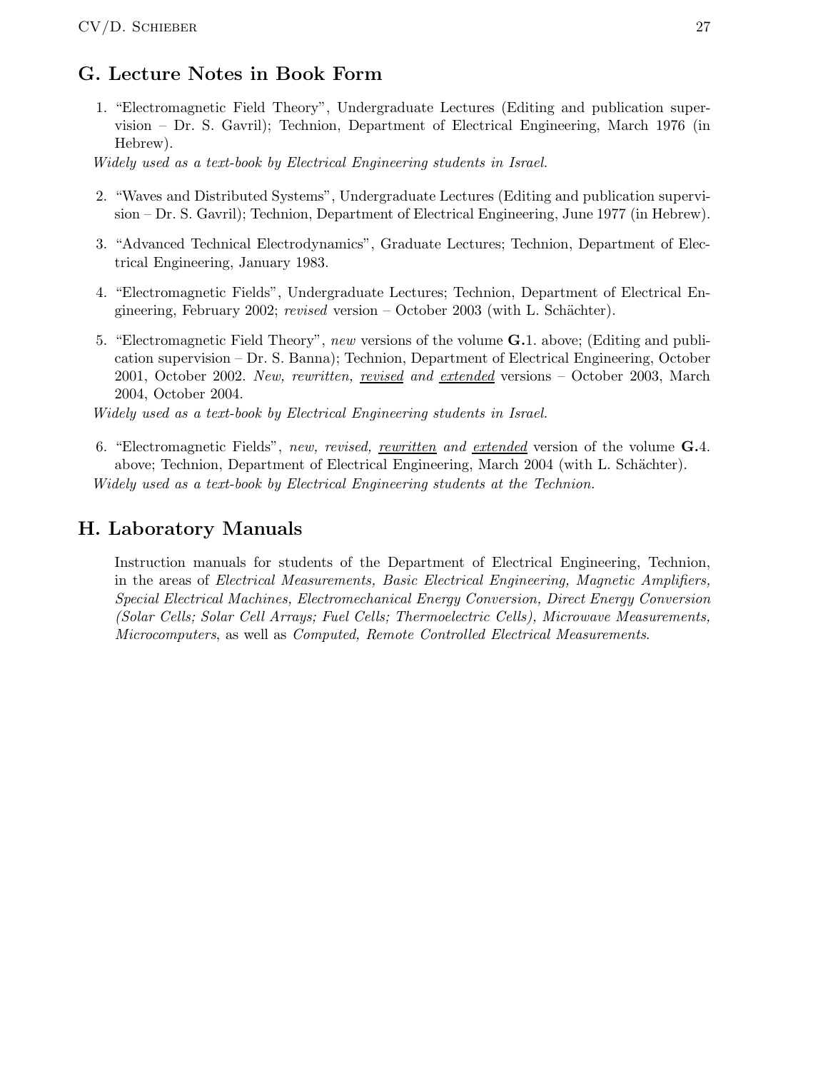## G. Lecture Notes in Book Form

1. "Electromagnetic Field Theory", Undergraduate Lectures (Editing and publication supervision – Dr. S. Gavril); Technion, Department of Electrical Engineering, March 1976 (in Hebrew).

*Widely used as a text-book by Electrical Engineering students in Israel.*

2. "Waves and Distributed Systems", Undergraduate Lectures (Editing and publication supervision – Dr. S. Gavril); Technion, Department of Electrical Engineering, June 1977 (in Hebrew).

3. "Advanced Technical Electrodynamics", Graduate Lectures; Technion, Department of Electrical Engineering, January 1983.

4. "Electromagnetic Fields", Undergraduate Lectures; Technion, Department of Electrical Engineering, February 2002; *revised* version – October 2003 (with L. Schächter).

5. "Electromagnetic Field Theory", *new* versions of the volume **G.**1. above; (Editing and publication supervision – Dr. S. Banna); Technion, Department of Electrical Engineering, October 2001, October 2002. *New, rewritten, <u>revised</u> and <u>extended</u>* versions – October 2003, March 2004, October 2004.

*Widely used as a text-book by Electrical Engineering students in Israel.*

6. "Electromagnetic Fields", *new, revised, <u>rewritten</u> and <u>extended</u>* version of the volume **G.**4. above; Technion, Department of Electrical Engineering, March 2004 (with L. Schächter).

*Widely used as a text-book by Electrical Engineering students at the Technion.*

## H. Laboratory Manuals

Instruction manuals for students of the Department of Electrical Engineering, Technion, in the areas of *Electrical Measurements, Basic Electrical Engineering, Magnetic Amplifiers, Special Electrical Machines, Electromechanical Energy Conversion, Direct Energy Conversion (Solar Cells; Solar Cell Arrays; Fuel Cells; Thermoelectric Cells), Microwave Measurements, Microcomputers*, as well as *Computed, Remote Controlled Electrical Measurements*.